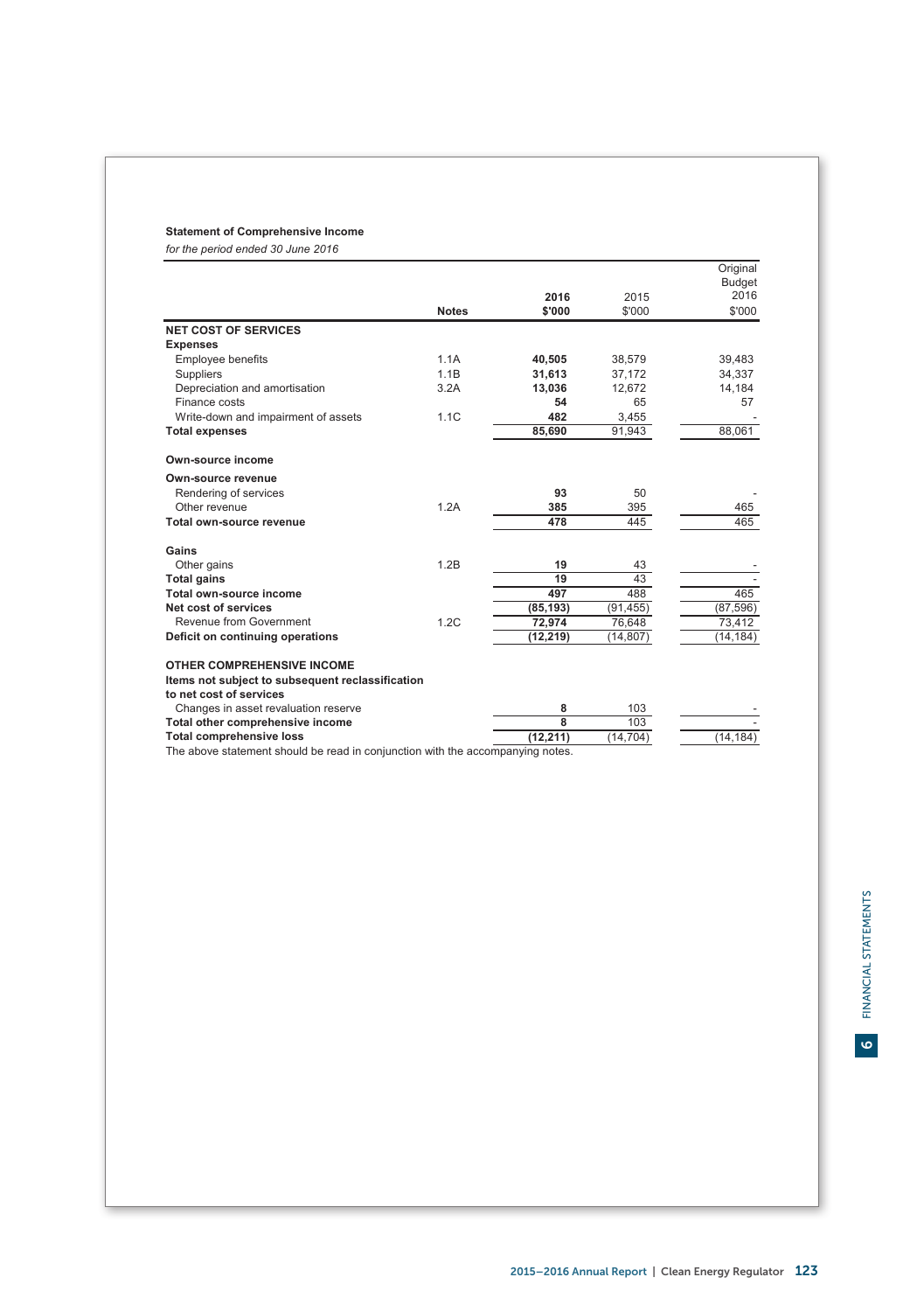**Statement of Comprehensive Income**

*for the period ended 30 June 2016*

| | Notes | 2016 $'000 | 2015 $'000 | Original Budget 2016 $'000 |
|---|---|---|---|---|
| **NET COST OF SERVICES** | | | | |
| **Expenses** | | | | |
| Employee benefits | 1.1A | **40,505** | 38,579 | 39,483 |
| Suppliers | 1.1B | **31,613** | 37,172 | 34,337 |
| Depreciation and amortisation | 3.2A | **13,036** | 12,672 | 14,184 |
| Finance costs | | **54** | 65 | 57 |
| Write-down and impairment of assets | 1.1C | **482** | 3,455 | - |
| **Total expenses** | | **85,690** | 91,943 | 88,061 |
| | | | | |
| **Own-source income** | | | | |
| **Own-source revenue** | | | | |
| Rendering of services | | **93** | 50 | - |
| Other revenue | 1.2A | **385** | 395 | 465 |
| **Total own-source revenue** | | **478** | 445 | 465 |
| | | | | |
| **Gains** | | | | |
| Other gains | 1.2B | **19** | 43 | - |
| **Total gains** | | **19** | 43 | - |
| **Total own-source income** | | **497** | 488 | 465 |
| **Net cost of services** | | **(85,193)** | (91,455) | (87,596) |
| Revenue from Government | 1.2C | **72,974** | 76,648 | 73,412 |
| **Deficit on continuing operations** | | **(12,219)** | (14,807) | (14,184) |
| | | | | |
| **OTHER COMPREHENSIVE INCOME** | | | | |
| **Items not subject to subsequent reclassification to net cost of services** | | | | |
| Changes in asset revaluation reserve | | **8** | 103 | - |
| **Total other comprehensive income** | | **8** | 103 | - |
| **Total comprehensive loss** | | **(12,211)** | (14,704) | (14,184) |

The above statement should be read in conjunction with the accompanying notes.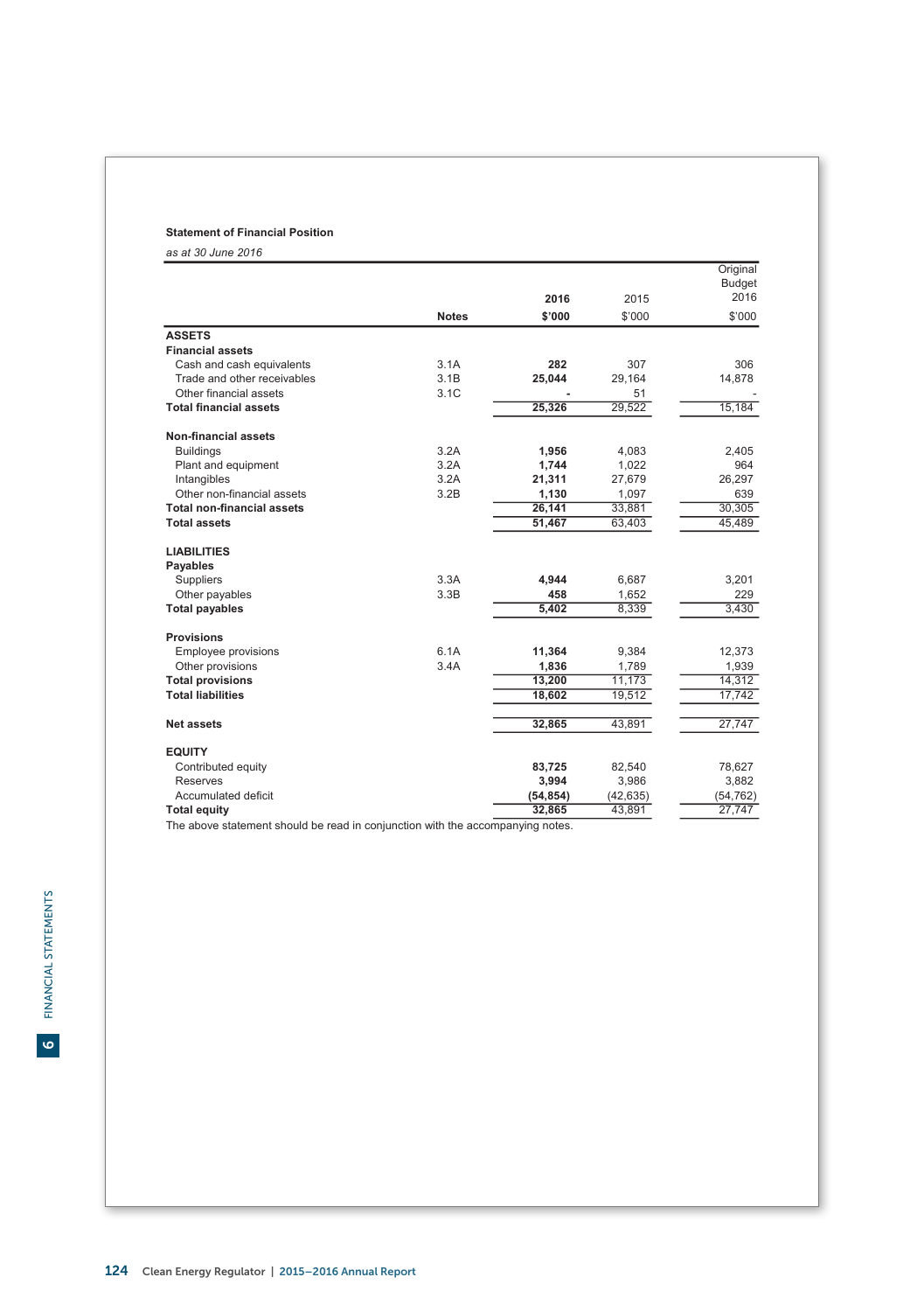**Statement of Financial Position**

*as at 30 June 2016*

| | Notes | 2016<br>$'000 | 2015<br>$'000 | Original Budget 2016<br>$'000 |
|---|---|---|---|---|
| **ASSETS** | | | | |
| **Financial assets** | | | | |
| Cash and cash equivalents | 3.1A | **282** | 307 | 306 |
| Trade and other receivables | 3.1B | **25,044** | 29,164 | 14,878 |
| Other financial assets | 3.1C | **-** | 51 | - |
| **Total financial assets** | | **25,326** | 29,522 | 15,184 |
| | | | | |
| **Non-financial assets** | | | | |
| Buildings | 3.2A | **1,956** | 4,083 | 2,405 |
| Plant and equipment | 3.2A | **1,744** | 1,022 | 964 |
| Intangibles | 3.2A | **21,311** | 27,679 | 26,297 |
| Other non-financial assets | 3.2B | **1,130** | 1,097 | 639 |
| **Total non-financial assets** | | **26,141** | 33,881 | 30,305 |
| **Total assets** | | **51,467** | 63,403 | 45,489 |
| | | | | |
| **LIABILITIES** | | | | |
| **Payables** | | | | |
| Suppliers | 3.3A | **4,944** | 6,687 | 3,201 |
| Other payables | 3.3B | **458** | 1,652 | 229 |
| **Total payables** | | **5,402** | 8,339 | 3,430 |
| | | | | |
| **Provisions** | | | | |
| Employee provisions | 6.1A | **11,364** | 9,384 | 12,373 |
| Other provisions | 3.4A | **1,836** | 1,789 | 1,939 |
| **Total provisions** | | **13,200** | 11,173 | 14,312 |
| **Total liabilities** | | **18,602** | 19,512 | 17,742 |
| | | | | |
| **Net assets** | | **32,865** | 43,891 | 27,747 |
| | | | | |
| **EQUITY** | | | | |
| Contributed equity | | **83,725** | 82,540 | 78,627 |
| Reserves | | **3,994** | 3,986 | 3,882 |
| Accumulated deficit | | **(54,854)** | (42,635) | (54,762) |
| **Total equity** | | **32,865** | 43,891 | 27,747 |

The above statement should be read in conjunction with the accompanying notes.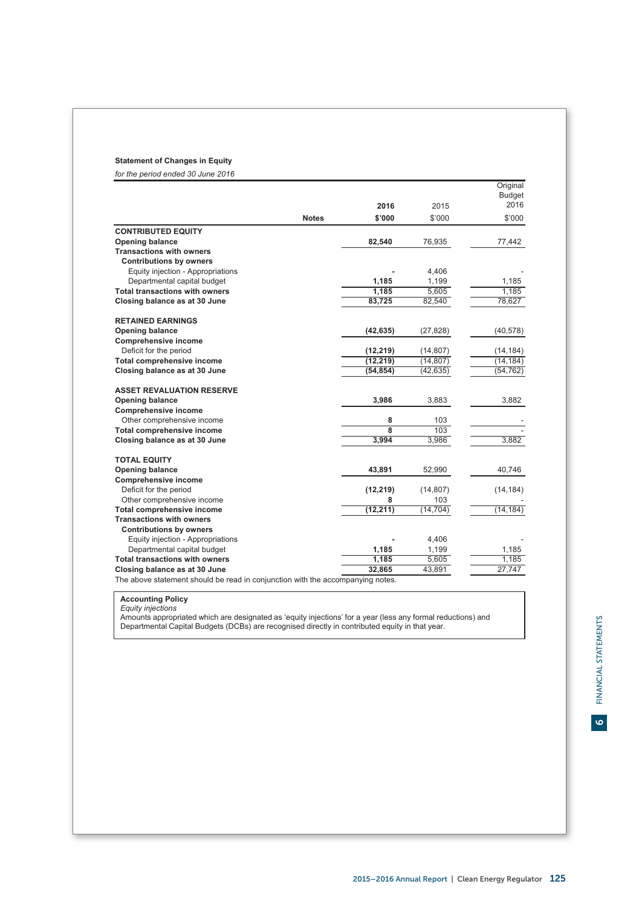**Statement of Changes in Equity**

*for the period ended 30 June 2016*

| | Notes | 2016 $'000 | 2015 $'000 | Original Budget 2016 $'000 |
|---|---|---|---|---|
| **CONTRIBUTED EQUITY** | | | | |
| **Opening balance** | | **82,540** | 76,935 | 77,442 |
| **Transactions with owners** | | | | |
| **Contributions by owners** | | | | |
| Equity injection - Appropriations | | **-** | 4,406 | - |
| Departmental capital budget | | **1,185** | 1,199 | 1,185 |
| **Total transactions with owners** | | **1,185** | 5,605 | 1,185 |
| **Closing balance as at 30 June** | | **83,725** | 82,540 | 78,627 |
| **RETAINED EARNINGS** | | | | |
| **Opening balance** | | **(42,635)** | (27,828) | (40,578) |
| **Comprehensive income** | | | | |
| Deficit for the period | | **(12,219)** | (14,807) | (14,184) |
| **Total comprehensive income** | | **(12,219)** | (14,807) | (14,184) |
| **Closing balance as at 30 June** | | **(54,854)** | (42,635) | (54,762) |
| **ASSET REVALUATION RESERVE** | | | | |
| **Opening balance** | | **3,986** | 3,883 | 3,882 |
| **Comprehensive income** | | | | |
| Other comprehensive income | | **8** | 103 | - |
| **Total comprehensive income** | | **8** | 103 | - |
| **Closing balance as at 30 June** | | **3,994** | 3,986 | 3,882 |
| **TOTAL EQUITY** | | | | |
| **Opening balance** | | **43,891** | 52,990 | 40,746 |
| **Comprehensive income** | | | | |
| Deficit for the period | | **(12,219)** | (14,807) | (14,184) |
| Other comprehensive income | | **8** | 103 | - |
| **Total comprehensive income** | | **(12,211)** | (14,704) | (14,184) |
| **Transactions with owners** | | | | |
| **Contributions by owners** | | | | |
| Equity injection - Appropriations | | **-** | 4,406 | - |
| Departmental capital budget | | **1,185** | 1,199 | 1,185 |
| **Total transactions with owners** | | **1,185** | 5,605 | 1,185 |
| **Closing balance as at 30 June** | | **32,865** | 43,891 | 27,747 |

The above statement should be read in conjunction with the accompanying notes.

**Accounting Policy**

*Equity injections*

Amounts appropriated which are designated as 'equity injections' for a year (less any formal reductions) and Departmental Capital Budgets (DCBs) are recognised directly in contributed equity in that year.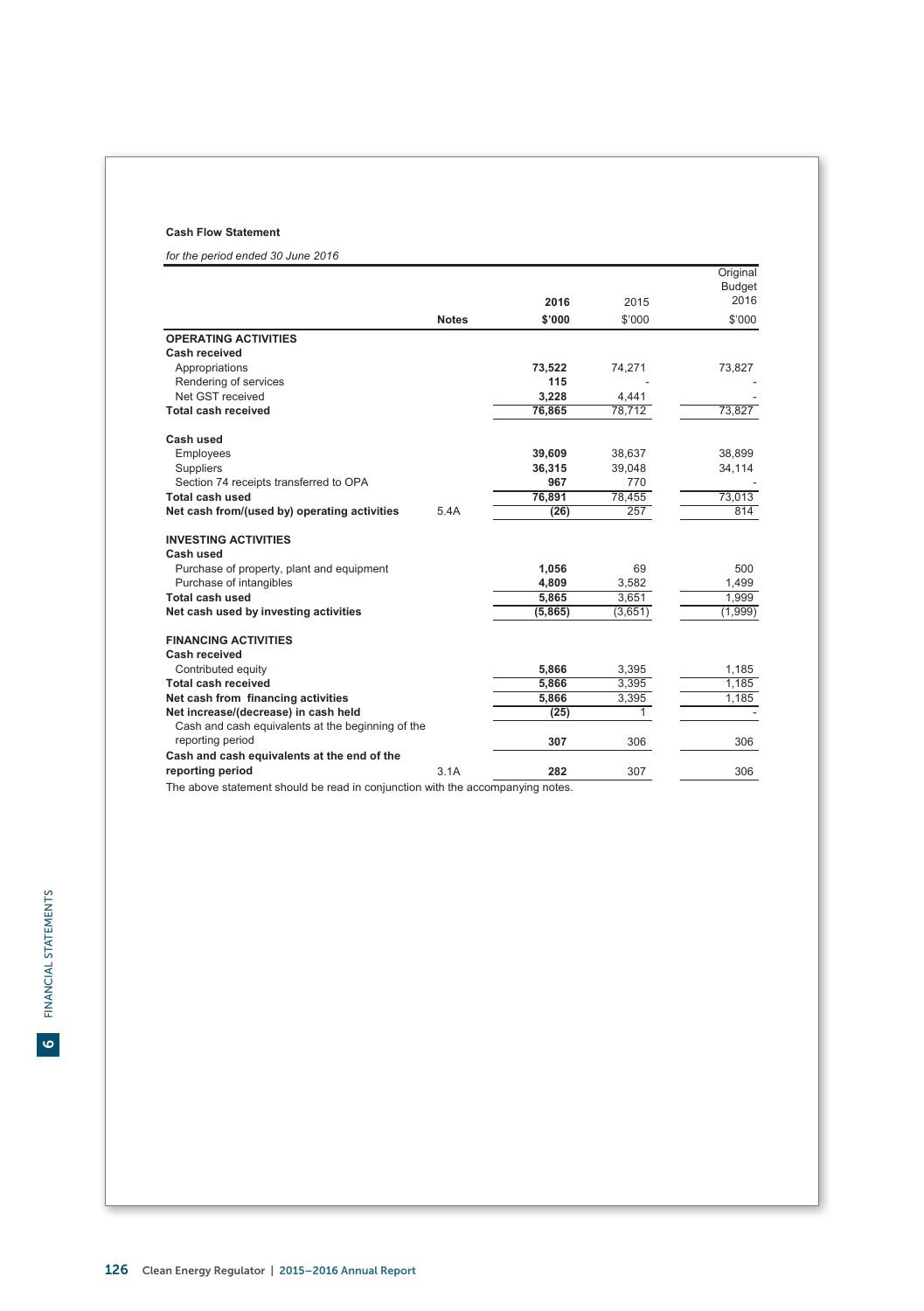**Cash Flow Statement**

*for the period ended 30 June 2016*

| | Notes | 2016 $'000 | 2015 $'000 | Original Budget 2016 $'000 |
|---|---|---|---|---|
| **OPERATING ACTIVITIES** | | | | |
| **Cash received** | | | | |
| Appropriations | | **73,522** | 74,271 | 73,827 |
| Rendering of services | | **115** | - | - |
| Net GST received | | **3,228** | 4,441 | - |
| **Total cash received** | | **76,865** | 78,712 | 73,827 |
| **Cash used** | | | | |
| Employees | | **39,609** | 38,637 | 38,899 |
| Suppliers | | **36,315** | 39,048 | 34,114 |
| Section 74 receipts transferred to OPA | | **967** | 770 | - |
| **Total cash used** | | **76,891** | 78,455 | 73,013 |
| **Net cash from/(used by) operating activities** | 5.4A | **(26)** | 257 | 814 |
| **INVESTING ACTIVITIES** | | | | |
| **Cash used** | | | | |
| Purchase of property, plant and equipment | | **1,056** | 69 | 500 |
| Purchase of intangibles | | **4,809** | 3,582 | 1,499 |
| **Total cash used** | | **5,865** | 3,651 | 1,999 |
| **Net cash used by investing activities** | | **(5,865)** | (3,651) | (1,999) |
| **FINANCING ACTIVITIES** | | | | |
| **Cash received** | | | | |
| Contributed equity | | **5,866** | 3,395 | 1,185 |
| **Total cash received** | | **5,866** | 3,395 | 1,185 |
| **Net cash from financing activities** | | **5,866** | 3,395 | 1,185 |
| **Net increase/(decrease) in cash held** | | **(25)** | 1 | - |
| Cash and cash equivalents at the beginning of the reporting period | | **307** | 306 | 306 |
| **Cash and cash equivalents at the end of the reporting period** | 3.1A | **282** | 307 | 306 |

The above statement should be read in conjunction with the accompanying notes.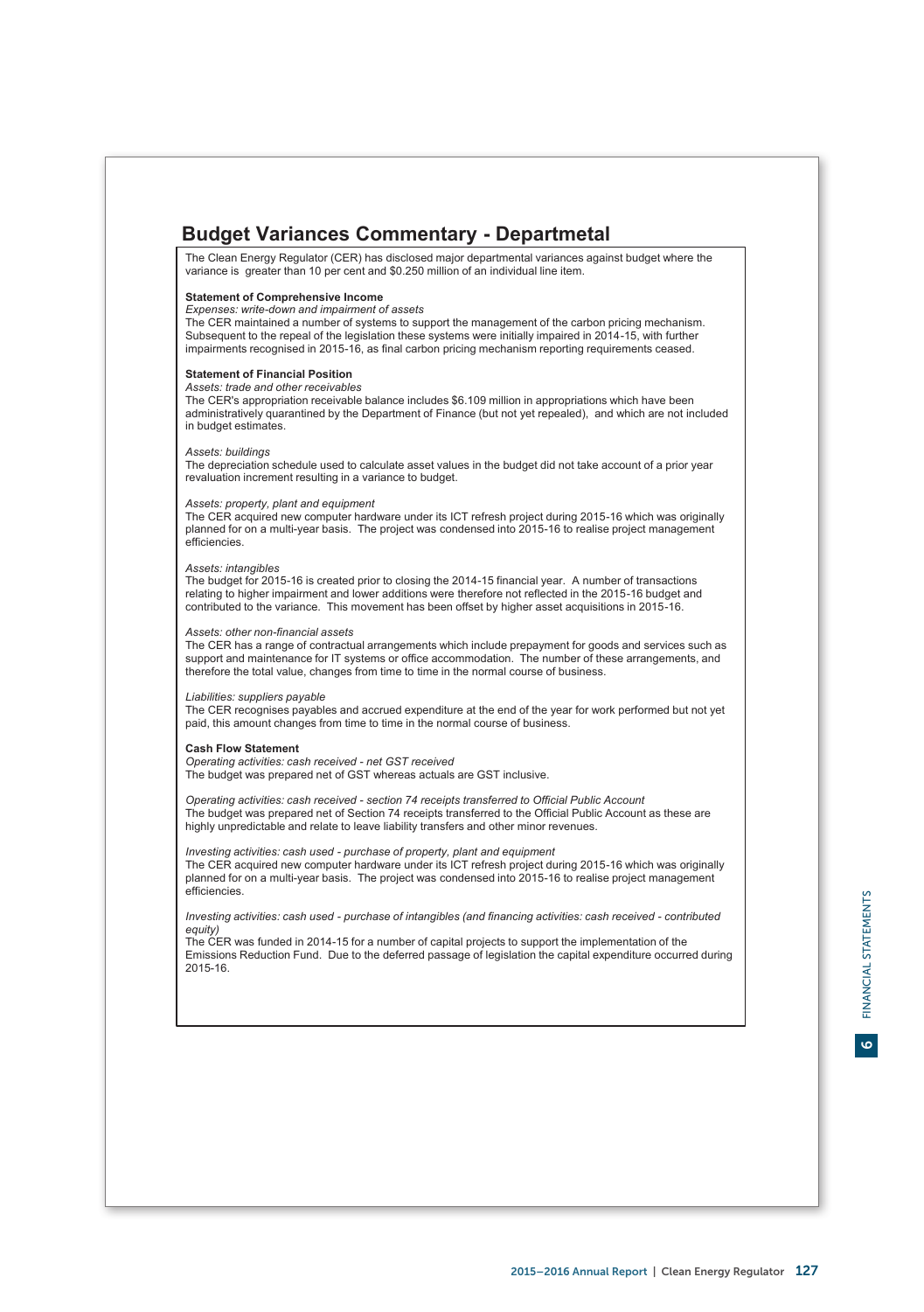## Budget Variances Commentary - Departmetal

The Clean Energy Regulator (CER) has disclosed major departmental variances against budget where the variance is greater than 10 per cent and $0.250 million of an individual line item.

**Statement of Comprehensive Income**

*Expenses: write-down and impairment of assets*

The CER maintained a number of systems to support the management of the carbon pricing mechanism. Subsequent to the repeal of the legislation these systems were initially impaired in 2014-15, with further impairments recognised in 2015-16, as final carbon pricing mechanism reporting requirements ceased.

**Statement of Financial Position**

*Assets: trade and other receivables*

The CER's appropriation receivable balance includes $6.109 million in appropriations which have been administratively quarantined by the Department of Finance (but not yet repealed), and which are not included in budget estimates.

*Assets: buildings*

The depreciation schedule used to calculate asset values in the budget did not take account of a prior year revaluation increment resulting in a variance to budget.

*Assets: property, plant and equipment*

The CER acquired new computer hardware under its ICT refresh project during 2015-16 which was originally planned for on a multi-year basis. The project was condensed into 2015-16 to realise project management efficiencies.

*Assets: intangibles*

The budget for 2015-16 is created prior to closing the 2014-15 financial year. A number of transactions relating to higher impairment and lower additions were therefore not reflected in the 2015-16 budget and contributed to the variance. This movement has been offset by higher asset acquisitions in 2015-16.

*Assets: other non-financial assets*

The CER has a range of contractual arrangements which include prepayment for goods and services such as support and maintenance for IT systems or office accommodation. The number of these arrangements, and therefore the total value, changes from time to time in the normal course of business.

*Liabilities: suppliers payable*

The CER recognises payables and accrued expenditure at the end of the year for work performed but not yet paid, this amount changes from time to time in the normal course of business.

**Cash Flow Statement**

*Operating activities: cash received - net GST received*

The budget was prepared net of GST whereas actuals are GST inclusive.

*Operating activities: cash received - section 74 receipts transferred to Official Public Account*

The budget was prepared net of Section 74 receipts transferred to the Official Public Account as these are highly unpredictable and relate to leave liability transfers and other minor revenues.

*Investing activities: cash used - purchase of property, plant and equipment*

The CER acquired new computer hardware under its ICT refresh project during 2015-16 which was originally planned for on a multi-year basis. The project was condensed into 2015-16 to realise project management efficiencies.

*Investing activities: cash used - purchase of intangibles (and financing activities: cash received - contributed equity)*

The CER was funded in 2014-15 for a number of capital projects to support the implementation of the Emissions Reduction Fund. Due to the deferred passage of legislation the capital expenditure occurred during 2015-16.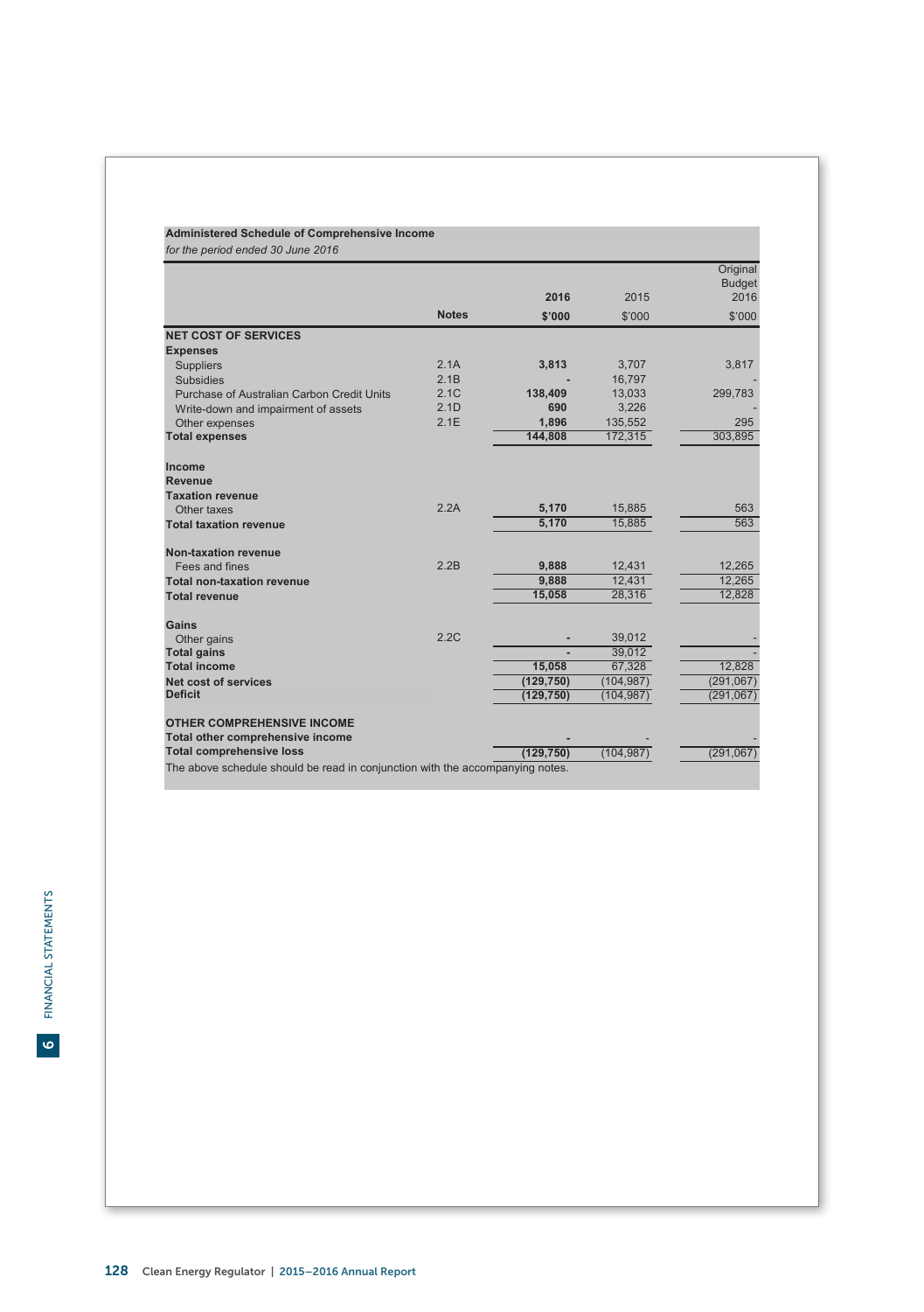**Administered Schedule of Comprehensive Income**

*for the period ended 30 June 2016*

| | Notes | 2016 $'000 | 2015 $'000 | Original Budget 2016 $'000 |
|---|---|---|---|---|
| **NET COST OF SERVICES** | | | | |
| **Expenses** | | | | |
| Suppliers | 2.1A | **3,813** | 3,707 | 3,817 |
| Subsidies | 2.1B | **-** | 16,797 | - |
| Purchase of Australian Carbon Credit Units | 2.1C | **138,409** | 13,033 | 299,783 |
| Write-down and impairment of assets | 2.1D | **690** | 3,226 | - |
| Other expenses | 2.1E | **1,896** | 135,552 | 295 |
| **Total expenses** | | **144,808** | 172,315 | 303,895 |
| **Income** | | | | |
| **Revenue** | | | | |
| **Taxation revenue** | | | | |
| Other taxes | 2.2A | **5,170** | 15,885 | 563 |
| **Total taxation revenue** | | **5,170** | 15,885 | 563 |
| **Non-taxation revenue** | | | | |
| Fees and fines | 2.2B | **9,888** | 12,431 | 12,265 |
| **Total non-taxation revenue** | | **9,888** | 12,431 | 12,265 |
| **Total revenue** | | **15,058** | 28,316 | 12,828 |
| **Gains** | | | | |
| Other gains | 2.2C | **-** | 39,012 | - |
| **Total gains** | | **-** | 39,012 | - |
| **Total income** | | **15,058** | 67,328 | 12,828 |
| **Net cost of services** | | **(129,750)** | (104,987) | (291,067) |
| **Deficit** | | **(129,750)** | (104,987) | (291,067) |
| **OTHER COMPREHENSIVE INCOME** | | | | |
| **Total other comprehensive income** | | **-** | - | - |
| **Total comprehensive loss** | | **(129,750)** | (104,987) | (291,067) |

The above schedule should be read in conjunction with the accompanying notes.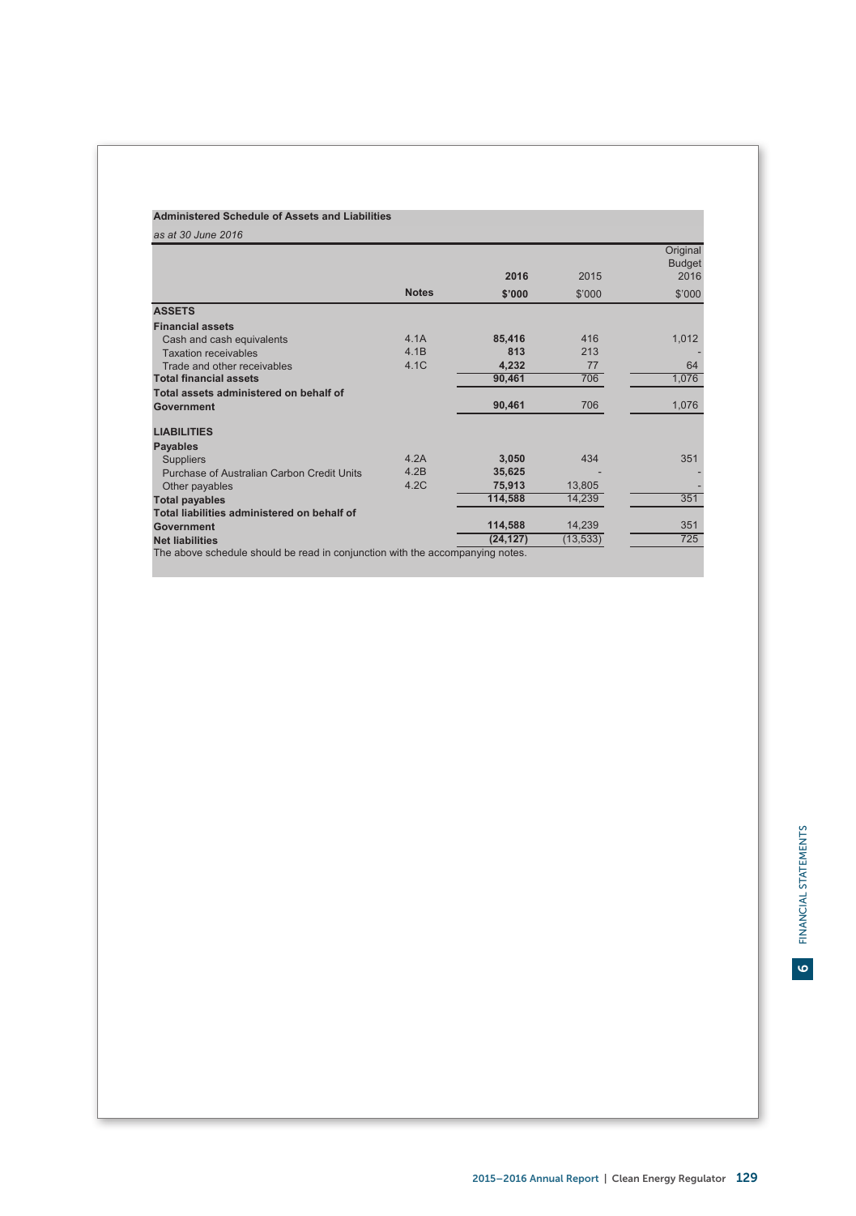**Administered Schedule of Assets and Liabilities**

*as at 30 June 2016*

| | Notes | 2016 $'000 | 2015 $'000 | Original Budget 2016 $'000 |
|---|---|---|---|---|
| **ASSETS** | | | | |
| **Financial assets** | | | | |
| Cash and cash equivalents | 4.1A | **85,416** | 416 | 1,012 |
| Taxation receivables | 4.1B | **813** | 213 | - |
| Trade and other receivables | 4.1C | **4,232** | 77 | 64 |
| **Total financial assets** | | **90,461** | 706 | 1,076 |
| **Total assets administered on behalf of Government** | | **90,461** | 706 | 1,076 |
| **LIABILITIES** | | | | |
| **Payables** | | | | |
| Suppliers | 4.2A | **3,050** | 434 | 351 |
| Purchase of Australian Carbon Credit Units | 4.2B | **35,625** | - | - |
| Other payables | 4.2C | **75,913** | 13,805 | - |
| **Total payables** | | **114,588** | 14,239 | 351 |
| **Total liabilities administered on behalf of Government** | | **114,588** | 14,239 | 351 |
| **Net liabilities** | | **(24,127)** | (13,533) | 725 |

The above schedule should be read in conjunction with the accompanying notes.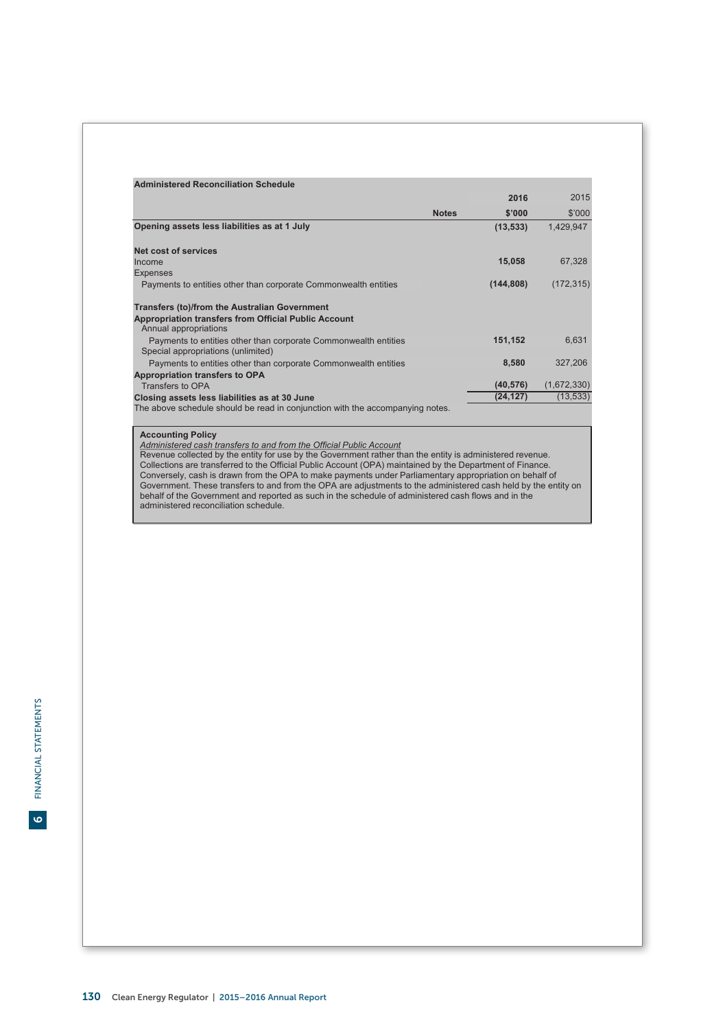**Administered Reconciliation Schedule**

| | Notes | 2016 $'000 | 2015 $'000 |
|---|---|---|---|
| **Opening assets less liabilities as at 1 July** | | **(13,533)** | 1,429,947 |
| | | | |
| **Net cost of services** | | | |
| Income | | **15,058** | 67,328 |
| Expenses | | | |
| Payments to entities other than corporate Commonwealth entities | | **(144,808)** | (172,315) |
| | | | |
| **Transfers (to)/from the Australian Government** | | | |
| **Appropriation transfers from Official Public Account** | | | |
| Annual appropriations | | | |
| Payments to entities other than corporate Commonwealth entities | | **151,152** | 6,631 |
| Special appropriations (unlimited) | | | |
| Payments to entities other than corporate Commonwealth entities | | **8,580** | 327,206 |
| **Appropriation transfers to OPA** | | | |
| Transfers to OPA | | **(40,576)** | (1,672,330) |
| **Closing assets less liabilities as at 30 June** | | **(24,127)** | (13,533) |

The above schedule should be read in conjunction with the accompanying notes.

**Accounting Policy**

*Administered cash transfers to and from the Official Public Account*

Revenue collected by the entity for use by the Government rather than the entity is administered revenue. Collections are transferred to the Official Public Account (OPA) maintained by the Department of Finance. Conversely, cash is drawn from the OPA to make payments under Parliamentary appropriation on behalf of Government. These transfers to and from the OPA are adjustments to the administered cash held by the entity on behalf of the Government and reported as such in the schedule of administered cash flows and in the administered reconciliation schedule.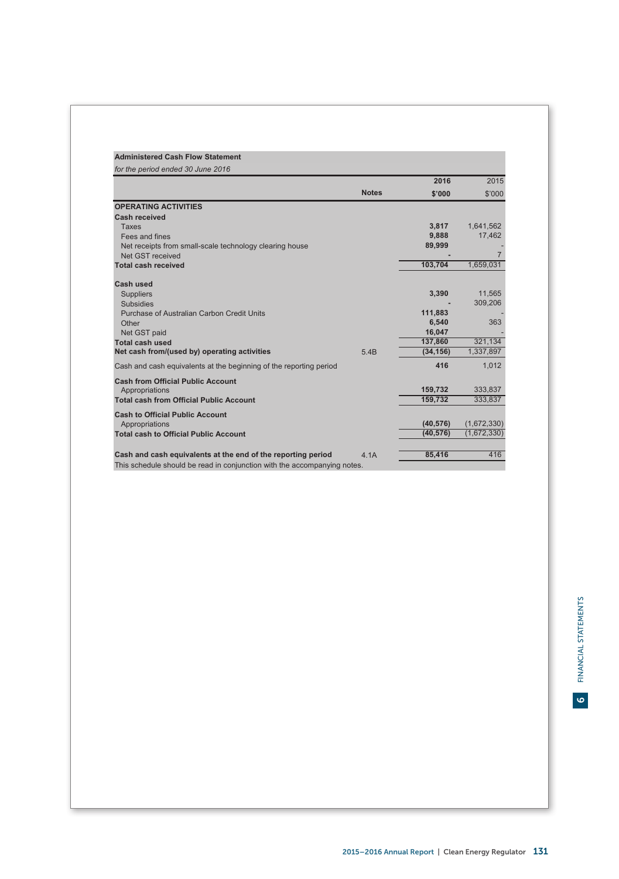**Administered Cash Flow Statement**

*for the period ended 30 June 2016*

| | Notes | 2016 $'000 | 2015 $'000 |
|---|---|---|---|
| **OPERATING ACTIVITIES** | | | |
| **Cash received** | | | |
| Taxes | | 3,817 | 1,641,562 |
| Fees and fines | | 9,888 | 17,462 |
| Net receipts from small-scale technology clearing house | | 89,999 | - |
| Net GST received | | - | 7 |
| **Total cash received** | | 103,704 | 1,659,031 |
| **Cash used** | | | |
| Suppliers | | 3,390 | 11,565 |
| Subsidies | | - | 309,206 |
| Purchase of Australian Carbon Credit Units | | 111,883 | - |
| Other | | 6,540 | 363 |
| Net GST paid | | 16,047 | - |
| **Total cash used** | | 137,860 | 321,134 |
| **Net cash from/(used by) operating activities** | 5.4B | (34,156) | 1,337,897 |
| Cash and cash equivalents at the beginning of the reporting period | | 416 | 1,012 |
| **Cash from Official Public Account** | | | |
| Appropriations | | 159,732 | 333,837 |
| **Total cash from Official Public Account** | | 159,732 | 333,837 |
| **Cash to Official Public Account** | | | |
| Appropriations | | (40,576) | (1,672,330) |
| **Total cash to Official Public Account** | | (40,576) | (1,672,330) |
| **Cash and cash equivalents at the end of the reporting period** | 4.1A | 85,416 | 416 |

This schedule should be read in conjunction with the accompanying notes.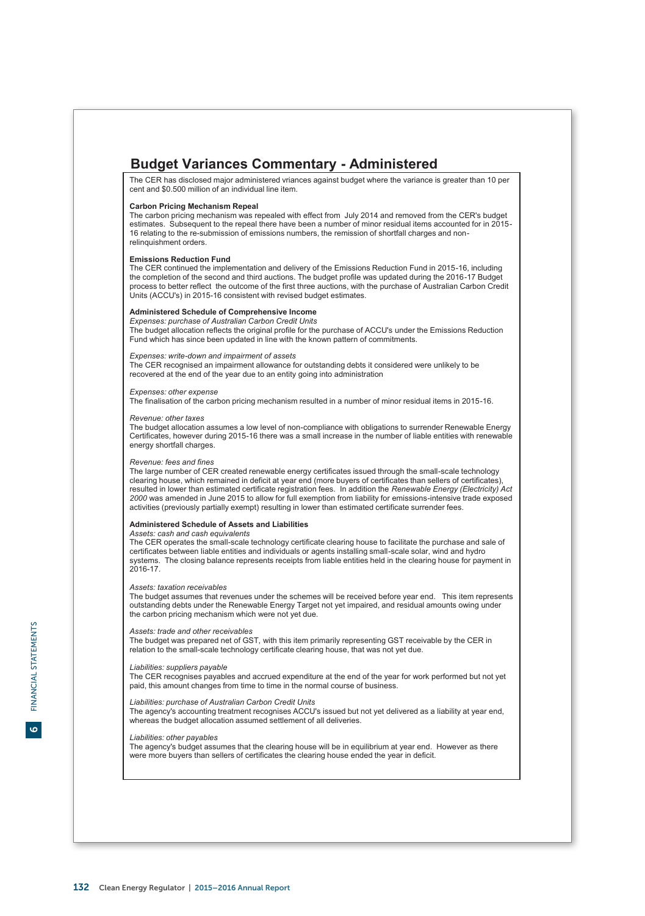## Budget Variances Commentary - Administered

The CER has disclosed major administered vriances against budget where the variance is greater than 10 per cent and $0.500 million of an individual line item.

**Carbon Pricing Mechanism Repeal**

The carbon pricing mechanism was repealed with effect from July 2014 and removed from the CER's budget estimates. Subsequent to the repeal there have been a number of minor residual items accounted for in 2015-16 relating to the re-submission of emissions numbers, the remission of shortfall charges and non-relinquishment orders.

**Emissions Reduction Fund**

The CER continued the implementation and delivery of the Emissions Reduction Fund in 2015-16, including the completion of the second and third auctions. The budget profile was updated during the 2016-17 Budget process to better reflect the outcome of the first three auctions, with the purchase of Australian Carbon Credit Units (ACCU's) in 2015-16 consistent with revised budget estimates.

**Administered Schedule of Comprehensive Income**

*Expenses: purchase of Australian Carbon Credit Units*

The budget allocation reflects the original profile for the purchase of ACCU's under the Emissions Reduction Fund which has since been updated in line with the known pattern of commitments.

*Expenses: write-down and impairment of assets*

The CER recognised an impairment allowance for outstanding debts it considered were unlikely to be recovered at the end of the year due to an entity going into administration

*Expenses: other expense*

The finalisation of the carbon pricing mechanism resulted in a number of minor residual items in 2015-16.

*Revenue: other taxes*

The budget allocation assumes a low level of non-compliance with obligations to surrender Renewable Energy Certificates, however during 2015-16 there was a small increase in the number of liable entities with renewable energy shortfall charges.

*Revenue: fees and fines*

The large number of CER created renewable energy certificates issued through the small-scale technology clearing house, which remained in deficit at year end (more buyers of certificates than sellers of certificates), resulted in lower than estimated certificate registration fees. In addition the *Renewable Energy (Electricity) Act 2000* was amended in June 2015 to allow for full exemption from liability for emissions-intensive trade exposed activities (previously partially exempt) resulting in lower than estimated certificate surrender fees.

**Administered Schedule of Assets and Liabilities**

*Assets: cash and cash equivalents*

The CER operates the small-scale technology certificate clearing house to facilitate the purchase and sale of certificates between liable entities and individuals or agents installing small-scale solar, wind and hydro systems. The closing balance represents receipts from liable entities held in the clearing house for payment in 2016-17.

*Assets: taxation receivables*

The budget assumes that revenues under the schemes will be received before year end. This item represents outstanding debts under the Renewable Energy Target not yet impaired, and residual amounts owing under the carbon pricing mechanism which were not yet due.

*Assets: trade and other receivables*

The budget was prepared net of GST, with this item primarily representing GST receivable by the CER in relation to the small-scale technology certificate clearing house, that was not yet due.

*Liabilities: suppliers payable*

The CER recognises payables and accrued expenditure at the end of the year for work performed but not yet paid, this amount changes from time to time in the normal course of business.

*Liabilities: purchase of Australian Carbon Credit Units*

The agency's accounting treatment recognises ACCU's issued but not yet delivered as a liability at year end, whereas the budget allocation assumed settlement of all deliveries.

*Liabilities: other payables*

The agency's budget assumes that the clearing house will be in equilibrium at year end. However as there were more buyers than sellers of certificates the clearing house ended the year in deficit.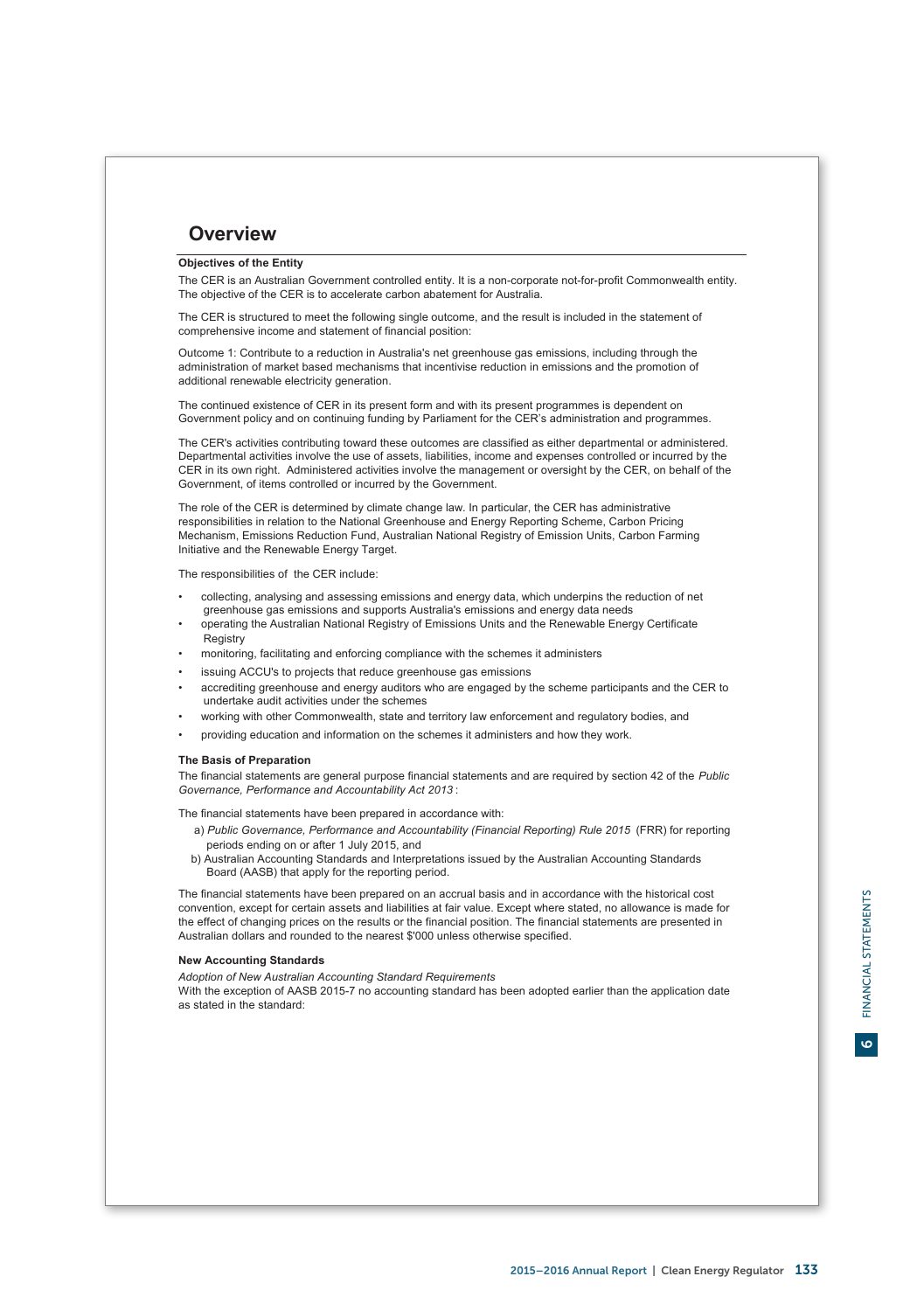# Overview

**Objectives of the Entity**

The CER is an Australian Government controlled entity. It is a non-corporate not-for-profit Commonwealth entity. The objective of the CER is to accelerate carbon abatement for Australia.

The CER is structured to meet the following single outcome, and the result is included in the statement of comprehensive income and statement of financial position:

Outcome 1: Contribute to a reduction in Australia's net greenhouse gas emissions, including through the administration of market based mechanisms that incentivise reduction in emissions and the promotion of additional renewable electricity generation.

The continued existence of CER in its present form and with its present programmes is dependent on Government policy and on continuing funding by Parliament for the CER's administration and programmes.

The CER's activities contributing toward these outcomes are classified as either departmental or administered. Departmental activities involve the use of assets, liabilities, income and expenses controlled or incurred by the CER in its own right. Administered activities involve the management or oversight by the CER, on behalf of the Government, of items controlled or incurred by the Government.

The role of the CER is determined by climate change law. In particular, the CER has administrative responsibilities in relation to the National Greenhouse and Energy Reporting Scheme, Carbon Pricing Mechanism, Emissions Reduction Fund, Australian National Registry of Emission Units, Carbon Farming Initiative and the Renewable Energy Target.

The responsibilities of the CER include:

- collecting, analysing and assessing emissions and energy data, which underpins the reduction of net greenhouse gas emissions and supports Australia's emissions and energy data needs
- operating the Australian National Registry of Emissions Units and the Renewable Energy Certificate Registry
- monitoring, facilitating and enforcing compliance with the schemes it administers
- issuing ACCU's to projects that reduce greenhouse gas emissions
- accrediting greenhouse and energy auditors who are engaged by the scheme participants and the CER to undertake audit activities under the schemes
- working with other Commonwealth, state and territory law enforcement and regulatory bodies, and
- providing education and information on the schemes it administers and how they work.

**The Basis of Preparation**

The financial statements are general purpose financial statements and are required by section 42 of the *Public Governance, Performance and Accountability Act 2013* :

The financial statements have been prepared in accordance with:

a) *Public Governance, Performance and Accountability (Financial Reporting) Rule 2015* (FRR) for reporting periods ending on or after 1 July 2015, and

b) Australian Accounting Standards and Interpretations issued by the Australian Accounting Standards Board (AASB) that apply for the reporting period.

The financial statements have been prepared on an accrual basis and in accordance with the historical cost convention, except for certain assets and liabilities at fair value. Except where stated, no allowance is made for the effect of changing prices on the results or the financial position. The financial statements are presented in Australian dollars and rounded to the nearest $'000 unless otherwise specified.

**New Accounting Standards**

*Adoption of New Australian Accounting Standard Requirements*

With the exception of AASB 2015-7 no accounting standard has been adopted earlier than the application date as stated in the standard: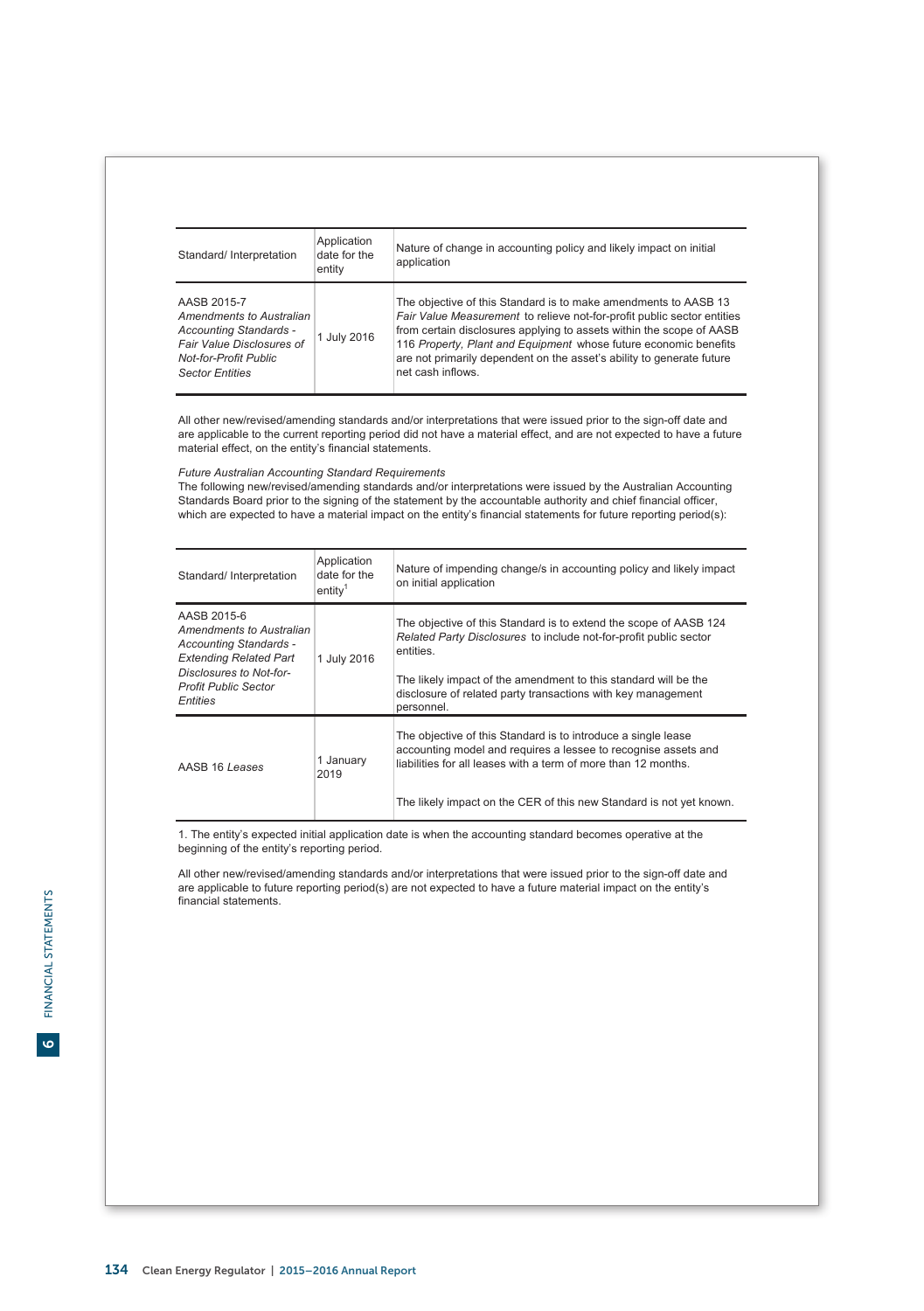| Standard/ Interpretation | Application date for the entity | Nature of change in accounting policy and likely impact on initial application |
|---|---|---|
| AASB 2015-7 *Amendments to Australian Accounting Standards - Fair Value Disclosures of Not-for-Profit Public Sector Entities* | 1 July 2016 | The objective of this Standard is to make amendments to AASB 13 *Fair Value Measurement* to relieve not-for-profit public sector entities from certain disclosures applying to assets within the scope of AASB 116 *Property, Plant and Equipment* whose future economic benefits are not primarily dependent on the asset's ability to generate future net cash inflows. |

All other new/revised/amending standards and/or interpretations that were issued prior to the sign-off date and are applicable to the current reporting period did not have a material effect, and are not expected to have a future material effect, on the entity's financial statements.

*Future Australian Accounting Standard Requirements*

The following new/revised/amending standards and/or interpretations were issued by the Australian Accounting Standards Board prior to the signing of the statement by the accountable authority and chief financial officer, which are expected to have a material impact on the entity's financial statements for future reporting period(s):

| Standard/ Interpretation | Application date for the entity[1] | Nature of impending change/s in accounting policy and likely impact on initial application |
|---|---|---|
| AASB 2015-6 *Amendments to Australian Accounting Standards - Extending Related Part Disclosures to Not-for-Profit Public Sector Entities* | 1 July 2016 | The objective of this Standard is to extend the scope of AASB 124 *Related Party Disclosures* to include not-for-profit public sector entities.<br><br>The likely impact of the amendment to this standard will be the disclosure of related party transactions with key management personnel. |
| AASB 16 *Leases* | 1 January 2019 | The objective of this Standard is to introduce a single lease accounting model and requires a lessee to recognise assets and liabilities for all leases with a term of more than 12 months.<br><br>The likely impact on the CER of this new Standard is not yet known. |

1. The entity's expected initial application date is when the accounting standard becomes operative at the beginning of the entity's reporting period.

All other new/revised/amending standards and/or interpretations that were issued prior to the sign-off date and are applicable to future reporting period(s) are not expected to have a future material impact on the entity's financial statements.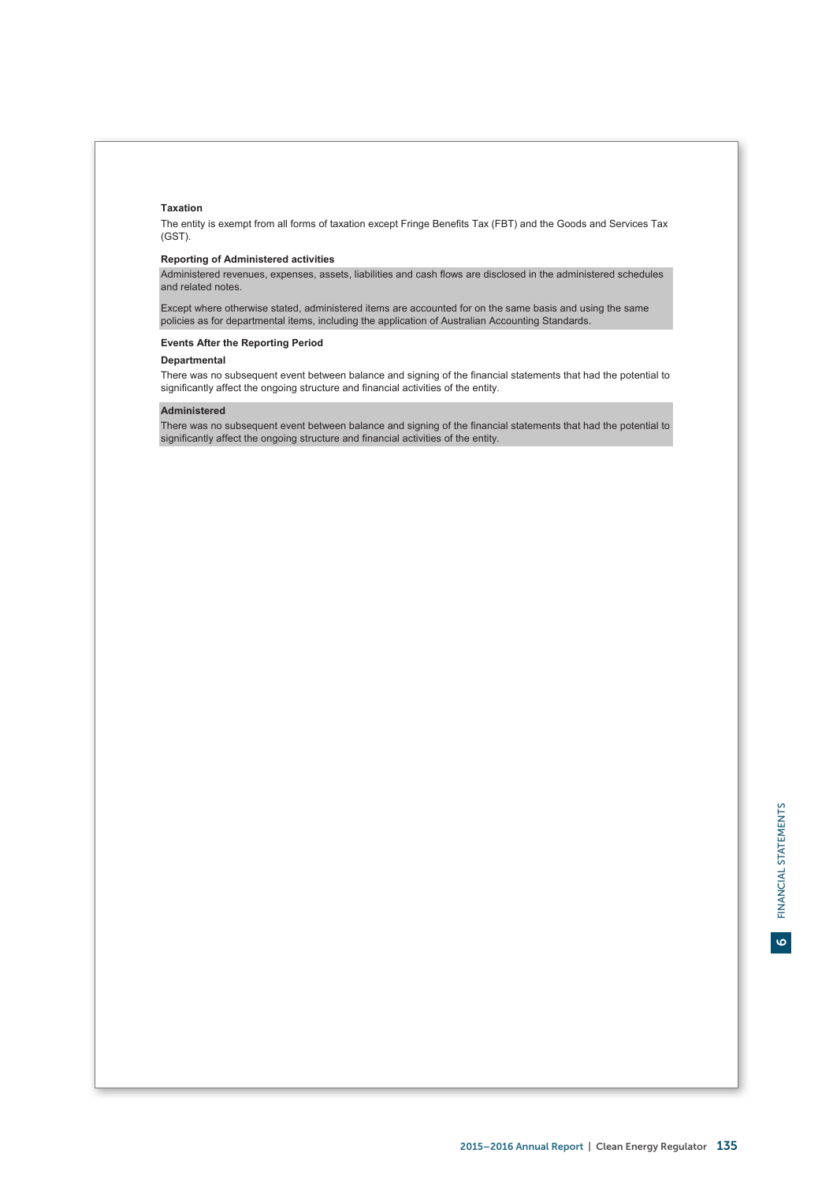**Taxation**

The entity is exempt from all forms of taxation except Fringe Benefits Tax (FBT) and the Goods and Services Tax (GST).

**Reporting of Administered activities**

Administered revenues, expenses, assets, liabilities and cash flows are disclosed in the administered schedules and related notes.

Except where otherwise stated, administered items are accounted for on the same basis and using the same policies as for departmental items, including the application of Australian Accounting Standards.

**Events After the Reporting Period**

**Departmental**

There was no subsequent event between balance and signing of the financial statements that had the potential to significantly affect the ongoing structure and financial activities of the entity.

**Administered**

There was no subsequent event between balance and signing of the financial statements that had the potential to significantly affect the ongoing structure and financial activities of the entity.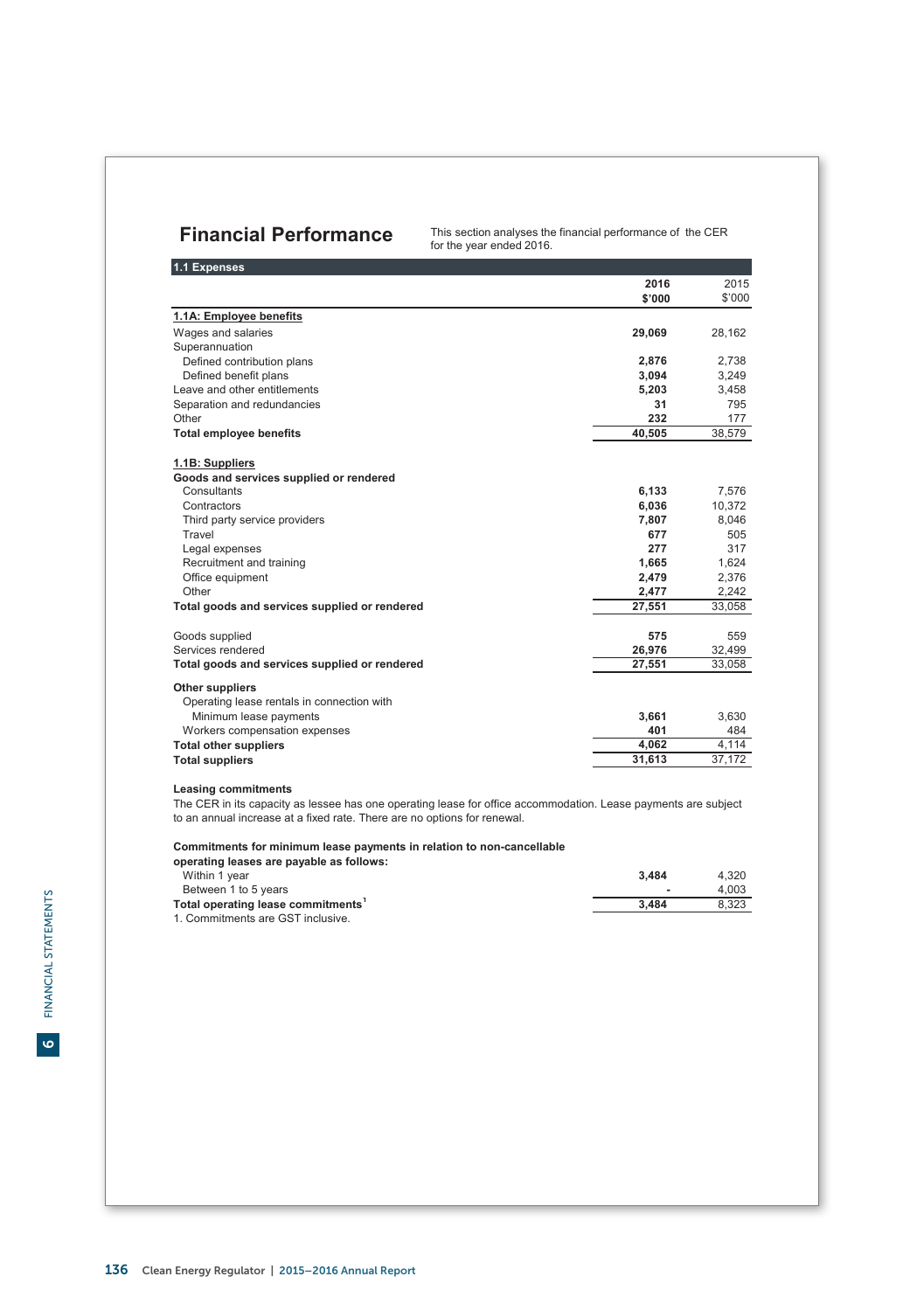## Financial Performance

This section analyses the financial performance of the CER for the year ended 2016.

### 1.1 Expenses

| | 2016 $'000 | 2015 $'000 |
|---|---|---|
| **1.1A: Employee benefits** | | |
| Wages and salaries | **29,069** | 28,162 |
| Superannuation | | |
| Defined contribution plans | **2,876** | 2,738 |
| Defined benefit plans | **3,094** | 3,249 |
| Leave and other entitlements | **5,203** | 3,458 |
| Separation and redundancies | **31** | 795 |
| Other | **232** | 177 |
| **Total employee benefits** | **40,505** | 38,579 |
| | | |
| **1.1B: Suppliers** | | |
| **Goods and services supplied or rendered** | | |
| Consultants | **6,133** | 7,576 |
| Contractors | **6,036** | 10,372 |
| Third party service providers | **7,807** | 8,046 |
| Travel | **677** | 505 |
| Legal expenses | **277** | 317 |
| Recruitment and training | **1,665** | 1,624 |
| Office equipment | **2,479** | 2,376 |
| Other | **2,477** | 2,242 |
| **Total goods and services supplied or rendered** | **27,551** | 33,058 |
| | | |
| Goods supplied | **575** | 559 |
| Services rendered | **26,976** | 32,499 |
| **Total goods and services supplied or rendered** | **27,551** | 33,058 |
| | | |
| **Other suppliers** | | |
| Operating lease rentals in connection with | | |
| Minimum lease payments | **3,661** | 3,630 |
| Workers compensation expenses | **401** | 484 |
| **Total other suppliers** | **4,062** | 4,114 |
| **Total suppliers** | **31,613** | 37,172 |

**Leasing commitments**

The CER in its capacity as lessee has one operating lease for office accommodation. Lease payments are subject to an annual increase at a fixed rate. There are no options for renewal.

| **Commitments for minimum lease payments in relation to non-cancellable operating leases are payable as follows:** | | |
|---|---|---|
| Within 1 year | **3,484** | 4,320 |
| Between 1 to 5 years | **-** | 4,003 |
| **Total operating lease commitments**[1] | **3,484** | 8,323 |

1. Commitments are GST inclusive.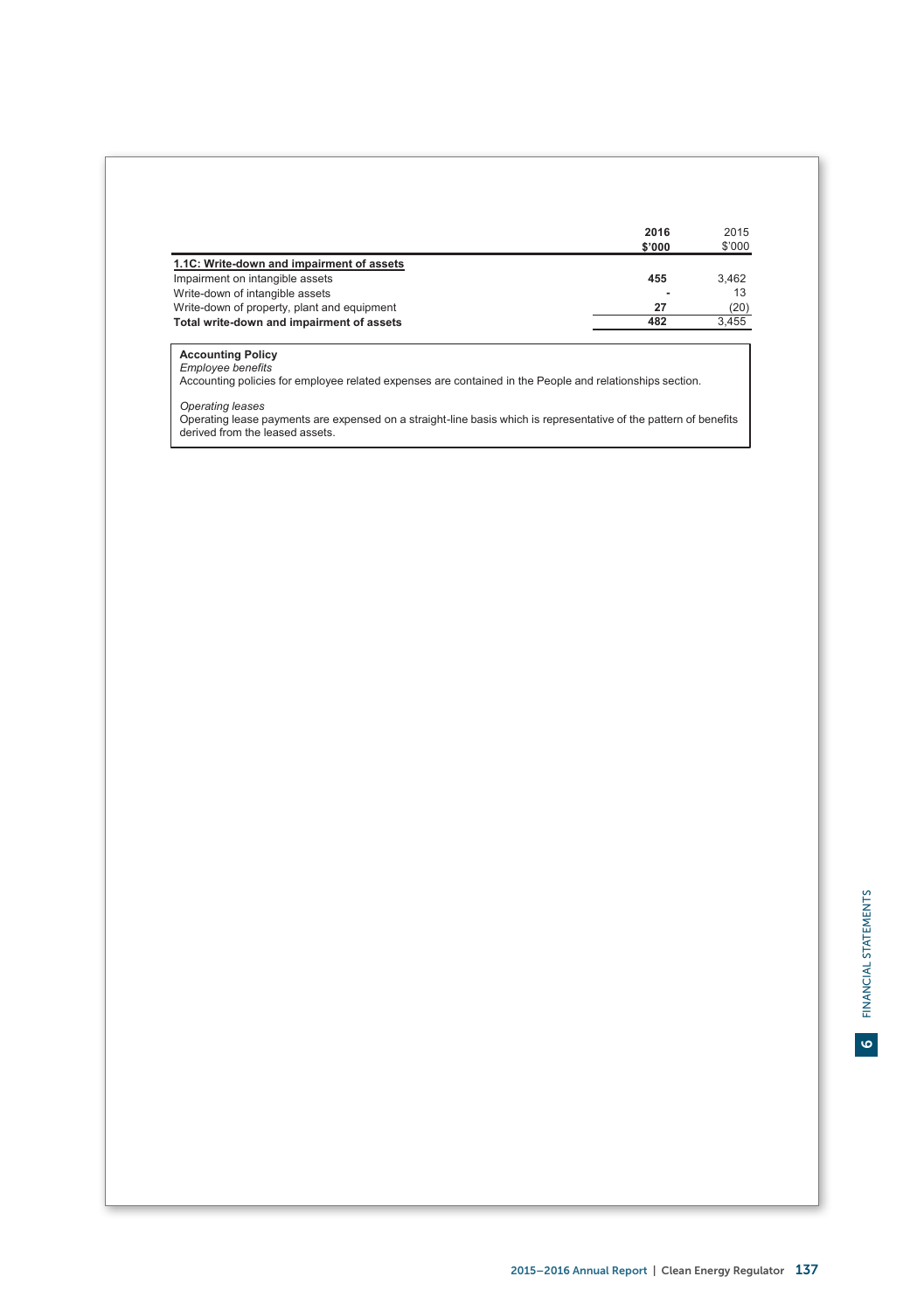| | 2016<br>$'000 | 2015<br>$'000 |
|---|---|---|
| **1.1C: Write-down and impairment of assets** | | |
| Impairment on intangible assets | **455** | 3,462 |
| Write-down of intangible assets | **-** | 13 |
| Write-down of property, plant and equipment | **27** | (20) |
| **Total write-down and impairment of assets** | **482** | 3,455 |

**Accounting Policy**

*Employee benefits*

Accounting policies for employee related expenses are contained in the People and relationships section.

*Operating leases*

Operating lease payments are expensed on a straight-line basis which is representative of the pattern of benefits derived from the leased assets.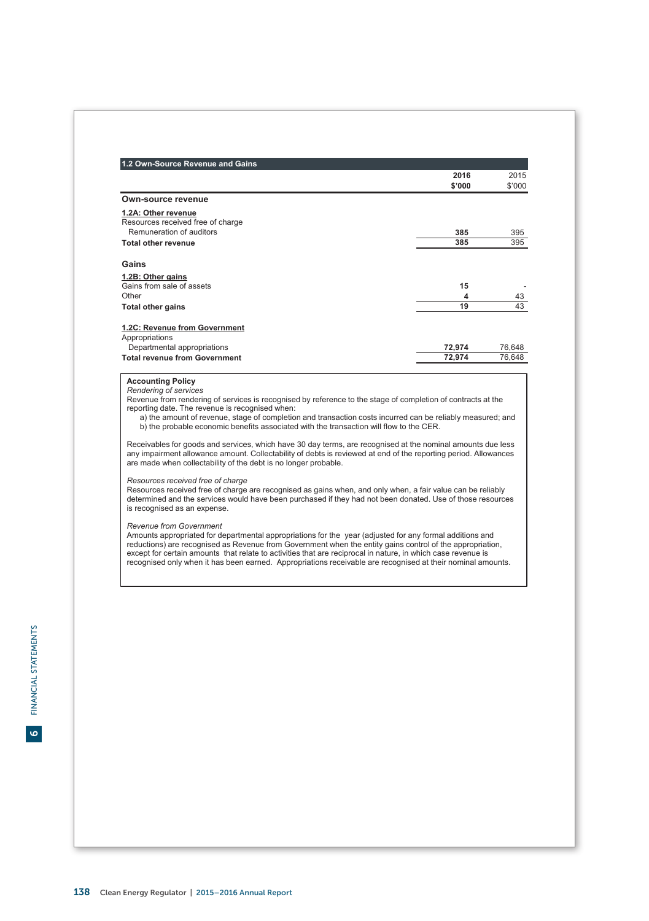## 1.2 Own-Source Revenue and Gains

| | 2016 $'000 | 2015 $'000 |
|---|---|---|
| **Own-source revenue** | | |
| **1.2A: Other revenue** | | |
| Resources received free of charge | | |
| Remuneration of auditors | **385** | 395 |
| **Total other revenue** | **385** | 395 |
| **Gains** | | |
| **1.2B: Other gains** | | |
| Gains from sale of assets | **15** | - |
| Other | **4** | 43 |
| **Total other gains** | **19** | 43 |
| **1.2C: Revenue from Government** | | |
| Appropriations | | |
| Departmental appropriations | **72,974** | 76,648 |
| **Total revenue from Government** | **72,974** | 76,648 |

**Accounting Policy**

*Rendering of services*

Revenue from rendering of services is recognised by reference to the stage of completion of contracts at the reporting date. The revenue is recognised when:

a) the amount of revenue, stage of completion and transaction costs incurred can be reliably measured; and
b) the probable economic benefits associated with the transaction will flow to the CER.

Receivables for goods and services, which have 30 day terms, are recognised at the nominal amounts due less any impairment allowance amount. Collectability of debts is reviewed at end of the reporting period. Allowances are made when collectability of the debt is no longer probable.

*Resources received free of charge*

Resources received free of charge are recognised as gains when, and only when, a fair value can be reliably determined and the services would have been purchased if they had not been donated. Use of those resources is recognised as an expense.

*Revenue from Government*

Amounts appropriated for departmental appropriations for the year (adjusted for any formal additions and reductions) are recognised as Revenue from Government when the entity gains control of the appropriation, except for certain amounts that relate to activities that are reciprocal in nature, in which case revenue is recognised only when it has been earned. Appropriations receivable are recognised at their nominal amounts.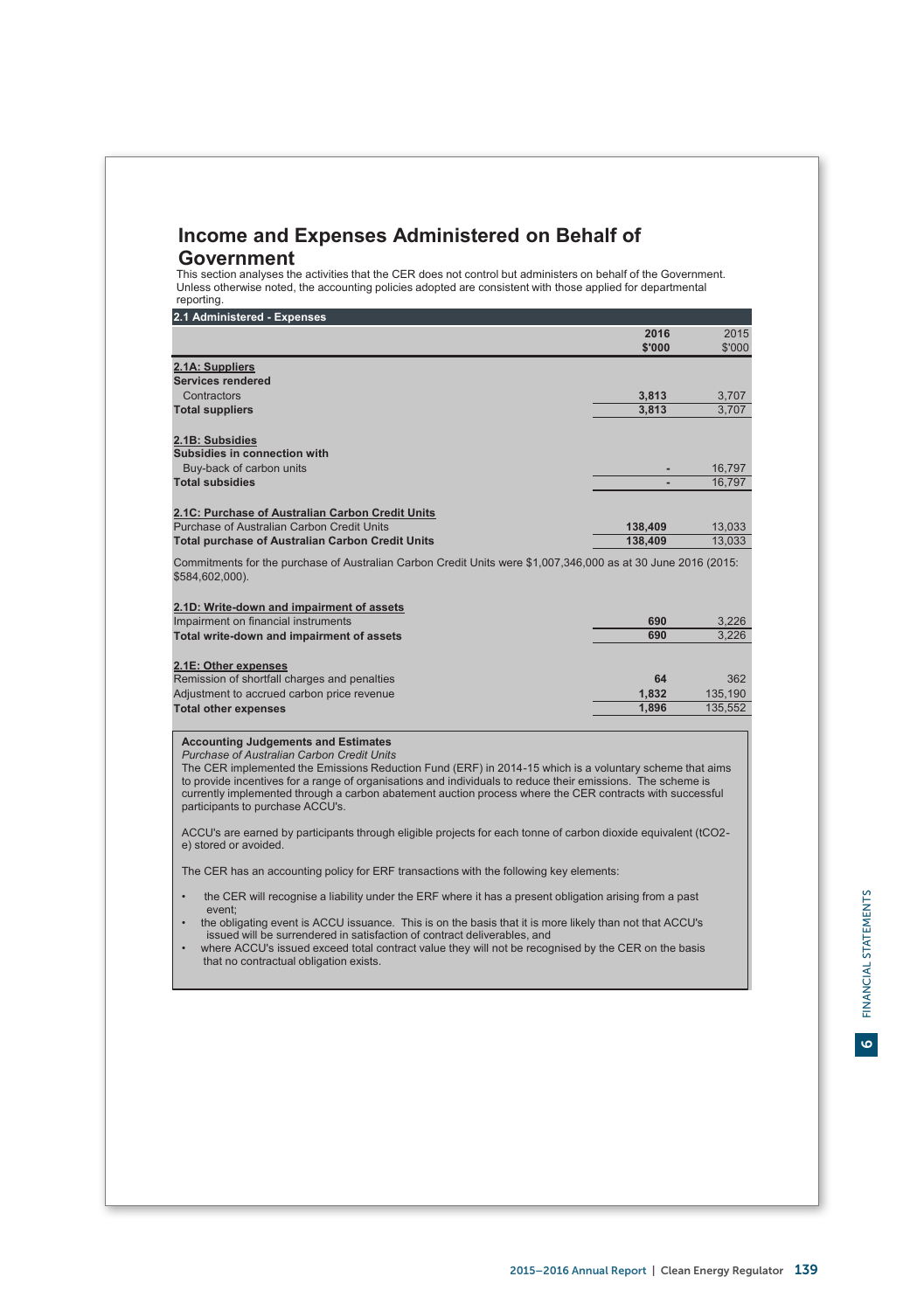# Income and Expenses Administered on Behalf of Government

This section analyses the activities that the CER does not control but administers on behalf of the Government. Unless otherwise noted, the accounting policies adopted are consistent with those applied for departmental reporting.

## 2.1 Administered - Expenses

| | 2016 $'000 | 2015 $'000 |
|---|---|---|
| **2.1A: Suppliers** | | |
| **Services rendered** | | |
| Contractors | **3,813** | 3,707 |
| **Total suppliers** | **3,813** | 3,707 |
| | | |
| **2.1B: Subsidies** | | |
| **Subsidies in connection with** | | |
| Buy-back of carbon units | **-** | 16,797 |
| **Total subsidies** | **-** | 16,797 |
| | | |
| **2.1C: Purchase of Australian Carbon Credit Units** | | |
| Purchase of Australian Carbon Credit Units | **138,409** | 13,033 |
| **Total purchase of Australian Carbon Credit Units** | **138,409** | 13,033 |

Commitments for the purchase of Australian Carbon Credit Units were $1,007,346,000 as at 30 June 2016 (2015: $584,602,000).

| | 2016 $'000 | 2015 $'000 |
|---|---|---|
| **2.1D: Write-down and impairment of assets** | | |
| Impairment on financial instruments | **690** | 3,226 |
| **Total write-down and impairment of assets** | **690** | 3,226 |
| | | |
| **2.1E: Other expenses** | | |
| Remission of shortfall charges and penalties | **64** | 362 |
| Adjustment to accrued carbon price revenue | **1,832** | 135,190 |
| **Total other expenses** | **1,896** | 135,552 |

**Accounting Judgements and Estimates**

*Purchase of Australian Carbon Credit Units*

The CER implemented the Emissions Reduction Fund (ERF) in 2014-15 which is a voluntary scheme that aims to provide incentives for a range of organisations and individuals to reduce their emissions. The scheme is currently implemented through a carbon abatement auction process where the CER contracts with successful participants to purchase ACCU's.

ACCU's are earned by participants through eligible projects for each tonne of carbon dioxide equivalent (tCO2-e) stored or avoided.

The CER has an accounting policy for ERF transactions with the following key elements:

- the CER will recognise a liability under the ERF where it has a present obligation arising from a past event;
- the obligating event is ACCU issuance. This is on the basis that it is more likely than not that ACCU's issued will be surrendered in satisfaction of contract deliverables, and
- where ACCU's issued exceed total contract value they will not be recognised by the CER on the basis that no contractual obligation exists.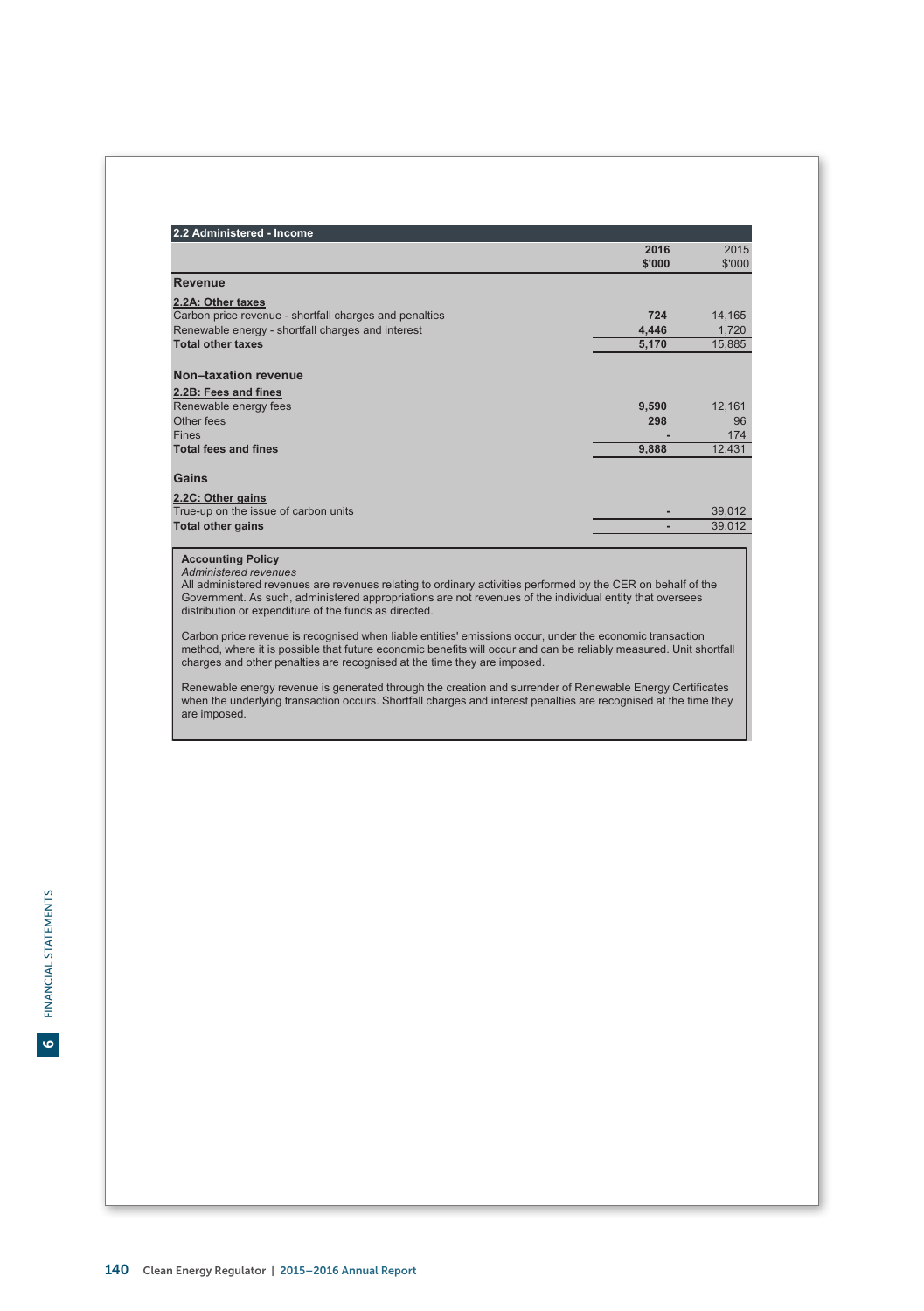## 2.2 Administered - Income

| | 2016 $'000 | 2015 $'000 |
|---|---|---|
| **Revenue** | | |
| **2.2A: Other taxes** | | |
| Carbon price revenue - shortfall charges and penalties | **724** | 14,165 |
| Renewable energy - shortfall charges and interest | **4,446** | 1,720 |
| **Total other taxes** | **5,170** | 15,885 |
| **Non–taxation revenue** | | |
| **2.2B: Fees and fines** | | |
| Renewable energy fees | **9,590** | 12,161 |
| Other fees | **298** | 96 |
| Fines | **-** | 174 |
| **Total fees and fines** | **9,888** | 12,431 |
| **Gains** | | |
| **2.2C: Other gains** | | |
| True-up on the issue of carbon units | **-** | 39,012 |
| **Total other gains** | **-** | 39,012 |

**Accounting Policy**

*Administered revenues*

All administered revenues are revenues relating to ordinary activities performed by the CER on behalf of the Government. As such, administered appropriations are not revenues of the individual entity that oversees distribution or expenditure of the funds as directed.

Carbon price revenue is recognised when liable entities' emissions occur, under the economic transaction method, where it is possible that future economic benefits will occur and can be reliably measured. Unit shortfall charges and other penalties are recognised at the time they are imposed.

Renewable energy revenue is generated through the creation and surrender of Renewable Energy Certificates when the underlying transaction occurs. Shortfall charges and interest penalties are recognised at the time they are imposed.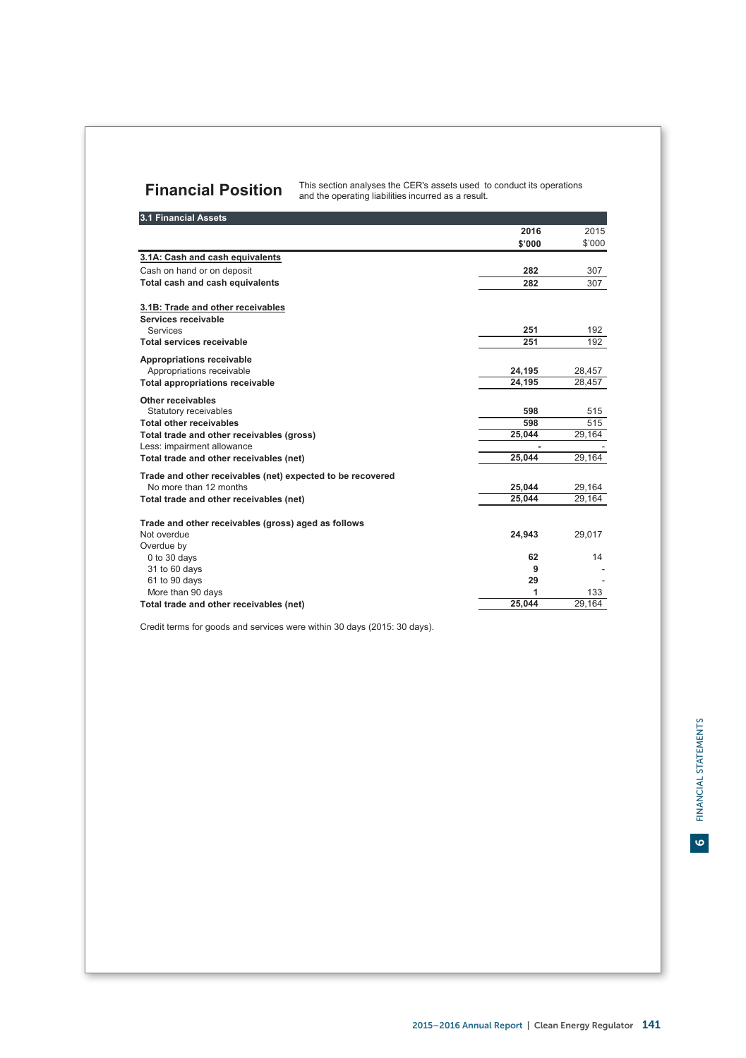## Financial Position

This section analyses the CER's assets used to conduct its operations and the operating liabilities incurred as a result.

### 3.1 Financial Assets

| | 2016 $'000 | 2015 $'000 |
|---|---|---|
| **3.1A: Cash and cash equivalents** | | |
| Cash on hand or on deposit | **282** | 307 |
| **Total cash and cash equivalents** | **282** | 307 |
| | | |
| **3.1B: Trade and other receivables** | | |
| **Services receivable** | | |
| Services | **251** | 192 |
| **Total services receivable** | **251** | 192 |
| **Appropriations receivable** | | |
| Appropriations receivable | **24,195** | 28,457 |
| **Total appropriations receivable** | **24,195** | 28,457 |
| **Other receivables** | | |
| Statutory receivables | **598** | 515 |
| **Total other receivables** | **598** | 515 |
| **Total trade and other receivables (gross)** | **25,044** | 29,164 |
| Less: impairment allowance | **-** | - |
| **Total trade and other receivables (net)** | **25,044** | 29,164 |
| **Trade and other receivables (net) expected to be recovered** | | |
| No more than 12 months | **25,044** | 29,164 |
| **Total trade and other receivables (net)** | **25,044** | 29,164 |
| | | |
| **Trade and other receivables (gross) aged as follows** | | |
| Not overdue | **24,943** | 29,017 |
| Overdue by | | |
| 0 to 30 days | **62** | 14 |
| 31 to 60 days | **9** | - |
| 61 to 90 days | **29** | - |
| More than 90 days | **1** | 133 |
| **Total trade and other receivables (net)** | **25,044** | 29,164 |

Credit terms for goods and services were within 30 days (2015: 30 days).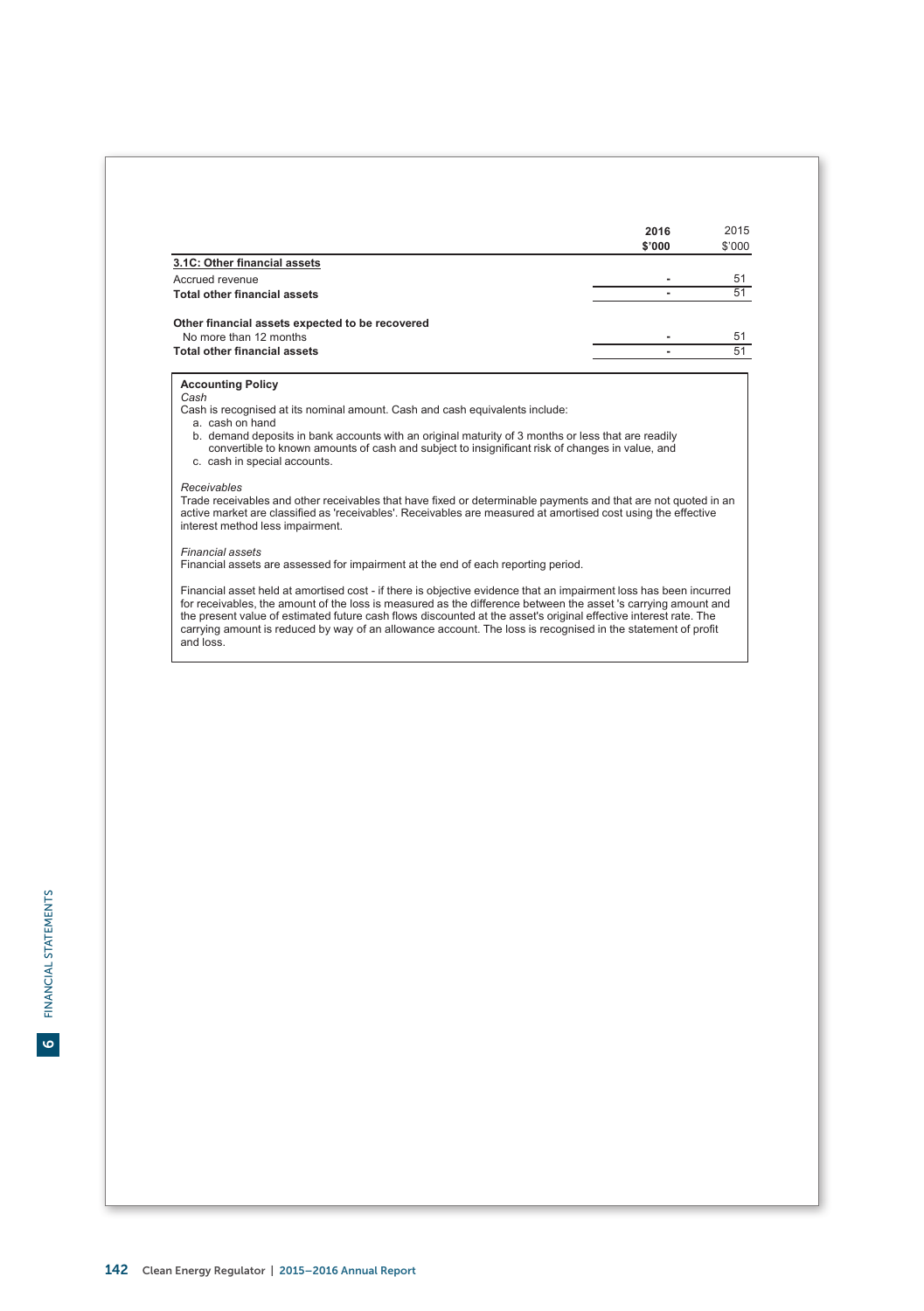| | 2016 | 2015 |
|---|---|---|
| | $'000 | $'000 |
| **3.1C: Other financial assets** | | |
| Accrued revenue | - | 51 |
| **Total other financial assets** | - | 51 |
| | | |
| **Other financial assets expected to be recovered** | | |
| No more than 12 months | - | 51 |
| **Total other financial assets** | - | 51 |

**Accounting Policy**

*Cash*

Cash is recognised at its nominal amount. Cash and cash equivalents include:

a. cash on hand
b. demand deposits in bank accounts with an original maturity of 3 months or less that are readily convertible to known amounts of cash and subject to insignificant risk of changes in value, and
c. cash in special accounts.

*Receivables*

Trade receivables and other receivables that have fixed or determinable payments and that are not quoted in an active market are classified as 'receivables'. Receivables are measured at amortised cost using the effective interest method less impairment.

*Financial assets*

Financial assets are assessed for impairment at the end of each reporting period.

Financial asset held at amortised cost - if there is objective evidence that an impairment loss has been incurred for receivables, the amount of the loss is measured as the difference between the asset 's carrying amount and the present value of estimated future cash flows discounted at the asset's original effective interest rate. The carrying amount is reduced by way of an allowance account. The loss is recognised in the statement of profit and loss.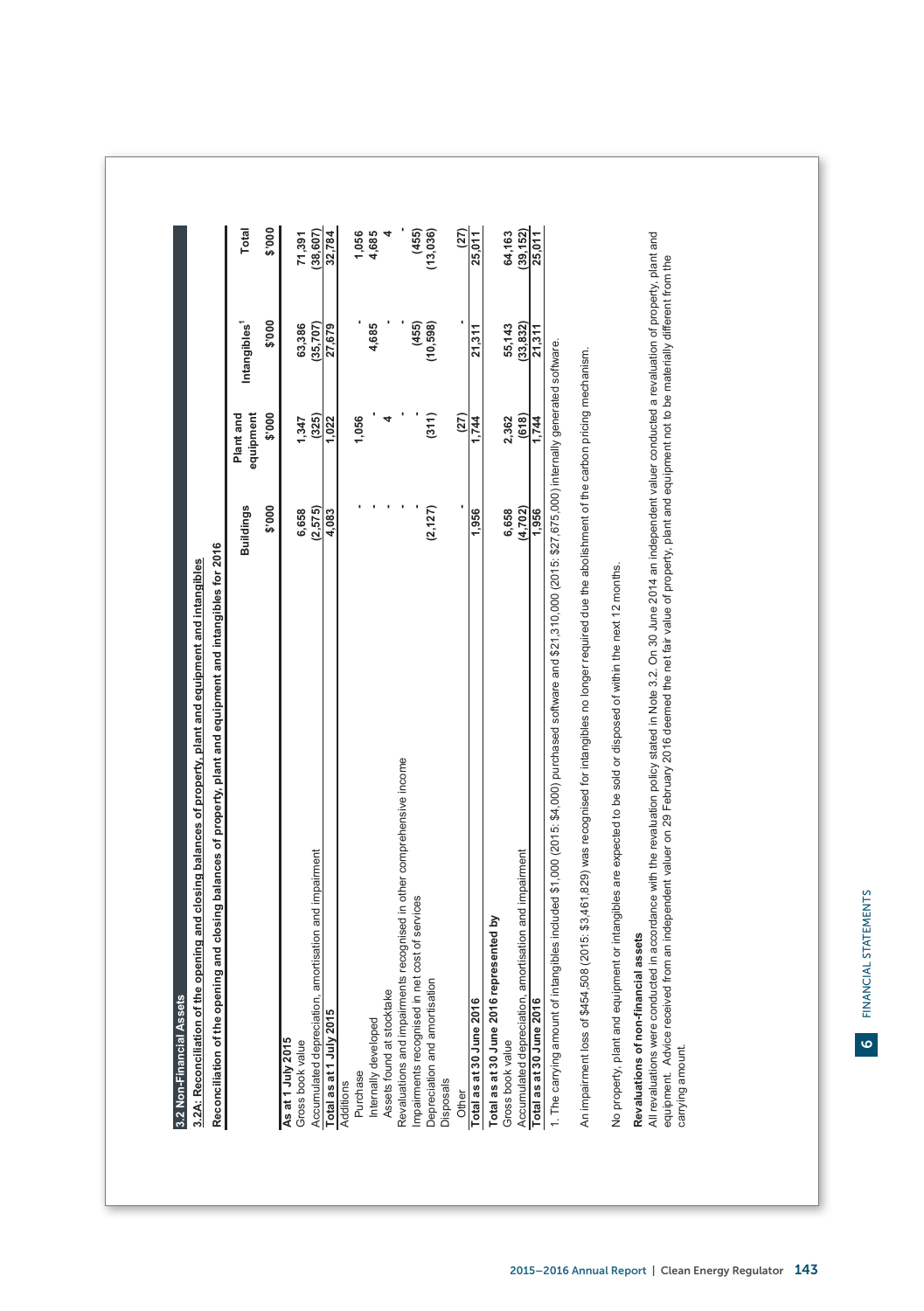## 3.2 Non-Financial Assets

### 3.2A: Reconciliation of the opening and closing balances of property, plant and equipment and intangibles

**Reconciliation of the opening and closing balances of property, plant and equipment and intangibles for 2016**

| | Buildings | Plant and equipment | Intangibles[1] | Total |
|---|---|---|---|---|
| | $'000 | $'000 | $'000 | $'000 |
| **As at 1 July 2015** | | | | |
| Gross book value | 6,658 | 1,347 | 63,386 | 71,391 |
| Accumulated depreciation, amortisation and impairment | (2,575) | (325) | (35,707) | (38,607) |
| **Total as at 1 July 2015** | 4,083 | 1,022 | 27,679 | 32,784 |
| Additions | | | | |
| Purchase | - | 1,056 | - | 1,056 |
| Internally developed | - | - | 4,685 | 4,685 |
| Assets found at stocktake | - | 4 | - | 4 |
| Revaluations and impairments recognised in other comprehensive income | - | - | - | - |
| Impairments recognised in net cost of services | - | - | (455) | (455) |
| Depreciation and amortisation | (2,127) | (311) | (10,598) | (13,036) |
| Disposals | | | | |
| Other | - | (27) | - | (27) |
| **Total as at 30 June 2016** | 1,956 | 1,744 | 21,311 | 25,011 |
| **Total as at 30 June 2016 represented by** | | | | |
| Gross book value | 6,658 | 2,362 | 55,143 | 64,163 |
| Accumulated depreciation, amortisation and impairment | (4,702) | (618) | (33,832) | (39,152) |
| **Total as at 30 June 2016** | 1,956 | 1,744 | 21,311 | 25,011 |

1. The carrying amount of intangibles included $1,000 (2015: $4,000) purchased software and $21,310,000 (2015: $27,675,000) internally generated software.

An impairment loss of $454,508 (2015: $3,461,829) was recognised for intangibles no longer required due the abolishment of the carbon pricing mechanism.

No property, plant and equipment or intangibles are expected to be sold or disposed of within the next 12 months.

**Revaluations of non-financial assets**

All revaluations were conducted in accordance with the revaluation policy stated in Note 3.2. On 30 June 2014 an independent valuer conducted a revaluation of property, plant and equipment. Advice received from an independent valuer on 29 February 2016 deemed the net fair value of property, plant and equipment not to be materially different from the carrying amount.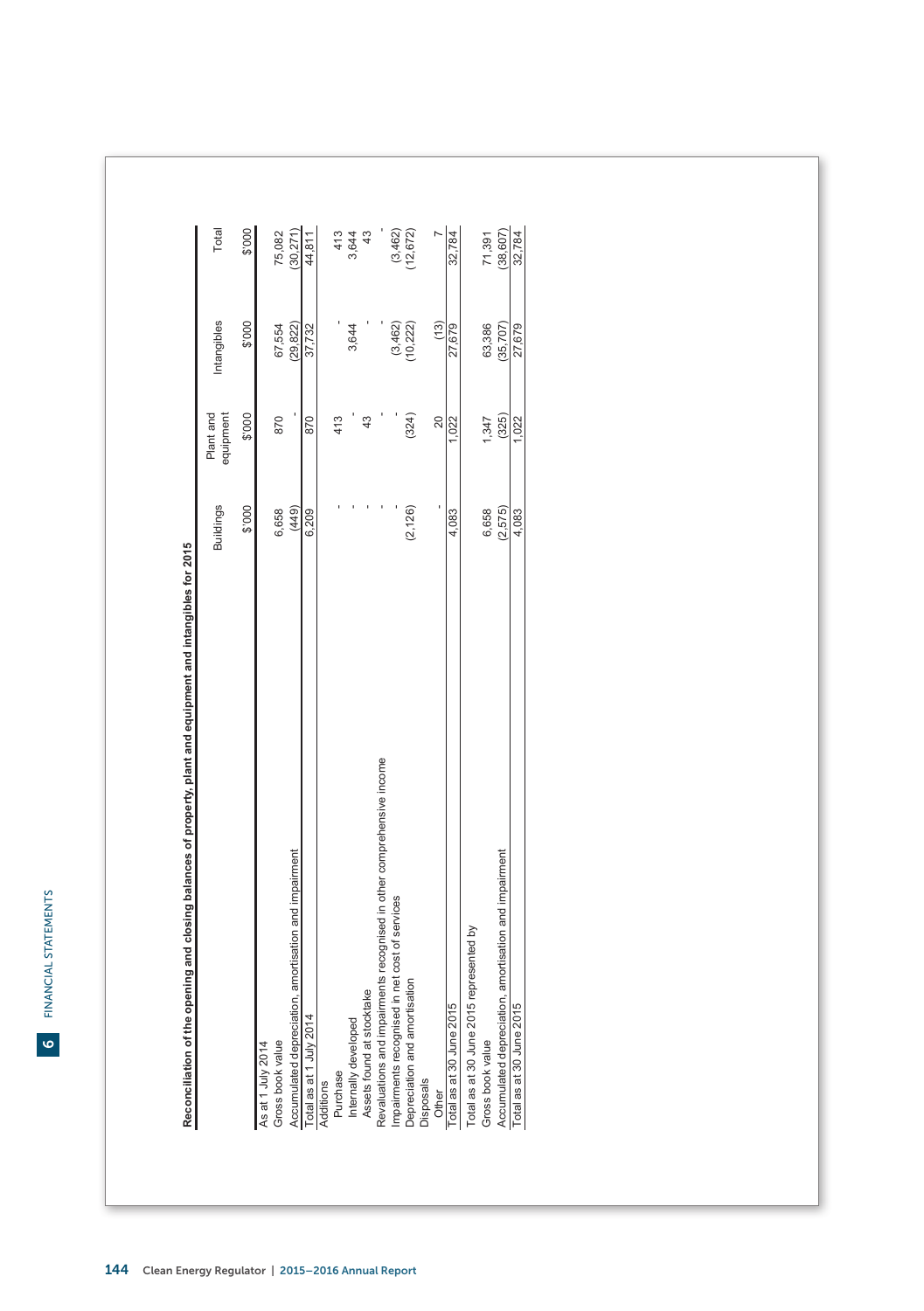**Reconciliation of the opening and closing balances of property, plant and equipment and intangibles for 2015**

| | Buildings | Plant and equipment | Intangibles | Total |
|---|---|---|---|---|
| | $'000 | $'000 | $'000 | $'000 |
| As at 1 July 2014 | | | | |
| Gross book value | 6,658 | 870 | 67,554 | 75,082 |
| Accumulated depreciation, amortisation and impairment | (449) | - | (29,822) | (30,271) |
| Total as at 1 July 2014 | 6,209 | 870 | 37,732 | 44,811 |
| Additions | | | | |
| Purchase | - | 413 | - | 413 |
| Internally developed | - | - | 3,644 | 3,644 |
| Assets found at stocktake | - | 43 | - | 43 |
| Revaluations and impairments recognised in other comprehensive income | - | - | - | - |
| Impairments recognised in net cost of services | - | - | (3,462) | (3,462) |
| Depreciation and amortisation | (2,126) | (324) | (10,222) | (12,672) |
| Disposals | | | | |
| Other | - | 20 | (13) | 7 |
| Total as at 30 June 2015 | 4,083 | 1,022 | 27,679 | 32,784 |
| Total as at 30 June 2015 represented by | | | | |
| Gross book value | 6,658 | 1,347 | 63,386 | 71,391 |
| Accumulated depreciation, amortisation and impairment | (2,575) | (325) | (35,707) | (38,607) |
| Total as at 30 June 2015 | 4,083 | 1,022 | 27,679 | 32,784 |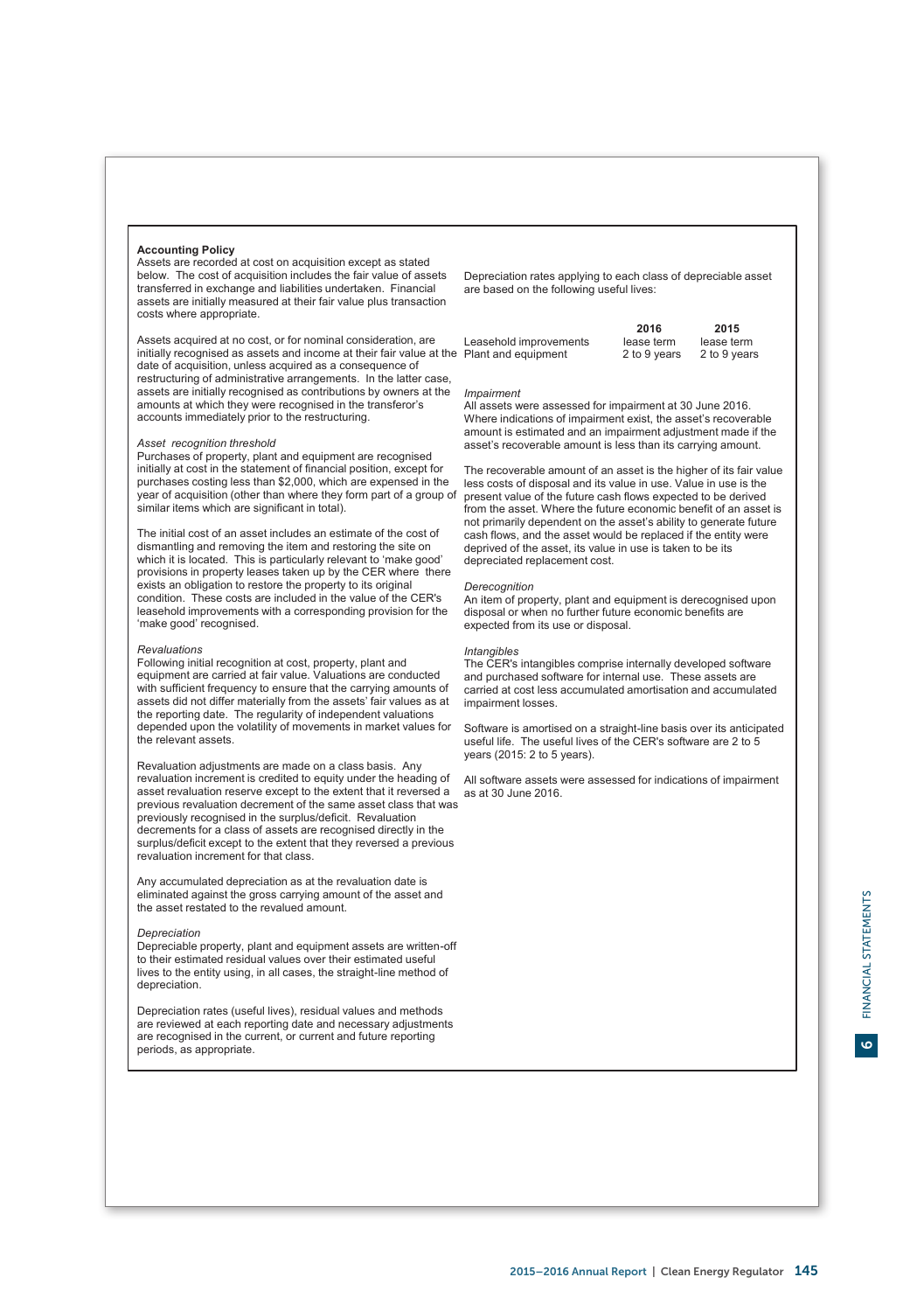**Accounting Policy**

Assets are recorded at cost on acquisition except as stated below. The cost of acquisition includes the fair value of assets transferred in exchange and liabilities undertaken. Financial assets are initially measured at their fair value plus transaction costs where appropriate.

Assets acquired at no cost, or for nominal consideration, are initially recognised as assets and income at their fair value at the date of acquisition, unless acquired as a consequence of restructuring of administrative arrangements. In the latter case, assets are initially recognised as contributions by owners at the amounts at which they were recognised in the transferor's accounts immediately prior to the restructuring.

*Asset recognition threshold*

Purchases of property, plant and equipment are recognised initially at cost in the statement of financial position, except for purchases costing less than $2,000, which are expensed in the year of acquisition (other than where they form part of a group of similar items which are significant in total).

The initial cost of an asset includes an estimate of the cost of dismantling and removing the item and restoring the site on which it is located. This is particularly relevant to 'make good' provisions in property leases taken up by the CER where there exists an obligation to restore the property to its original condition. These costs are included in the value of the CER's leasehold improvements with a corresponding provision for the 'make good' recognised.

*Revaluations*

Following initial recognition at cost, property, plant and equipment are carried at fair value. Valuations are conducted with sufficient frequency to ensure that the carrying amounts of assets did not differ materially from the assets' fair values as at the reporting date. The regularity of independent valuations depended upon the volatility of movements in market values for the relevant assets.

Revaluation adjustments are made on a class basis. Any revaluation increment is credited to equity under the heading of asset revaluation reserve except to the extent that it reversed a previous revaluation decrement of the same asset class that was previously recognised in the surplus/deficit. Revaluation decrements for a class of assets are recognised directly in the surplus/deficit except to the extent that they reversed a previous revaluation increment for that class.

Any accumulated depreciation as at the revaluation date is eliminated against the gross carrying amount of the asset and the asset restated to the revalued amount.

*Depreciation*

Depreciable property, plant and equipment assets are written-off to their estimated residual values over their estimated useful lives to the entity using, in all cases, the straight-line method of depreciation.

Depreciation rates (useful lives), residual values and methods are reviewed at each reporting date and necessary adjustments are recognised in the current, or current and future reporting periods, as appropriate.

Depreciation rates applying to each class of depreciable asset are based on the following useful lives:

| | 2016 | 2015 |
|---|---|---|
| Leasehold improvements | lease term | lease term |
| Plant and equipment | 2 to 9 years | 2 to 9 years |

*Impairment*

All assets were assessed for impairment at 30 June 2016. Where indications of impairment exist, the asset's recoverable amount is estimated and an impairment adjustment made if the asset's recoverable amount is less than its carrying amount.

The recoverable amount of an asset is the higher of its fair value less costs of disposal and its value in use. Value in use is the present value of the future cash flows expected to be derived from the asset. Where the future economic benefit of an asset is not primarily dependent on the asset's ability to generate future cash flows, and the asset would be replaced if the entity were deprived of the asset, its value in use is taken to be its depreciated replacement cost.

*Derecognition*

An item of property, plant and equipment is derecognised upon disposal or when no further future economic benefits are expected from its use or disposal.

*Intangibles*

The CER's intangibles comprise internally developed software and purchased software for internal use. These assets are carried at cost less accumulated amortisation and accumulated impairment losses.

Software is amortised on a straight-line basis over its anticipated useful life. The useful lives of the CER's software are 2 to 5 years (2015: 2 to 5 years).

All software assets were assessed for indications of impairment as at 30 June 2016.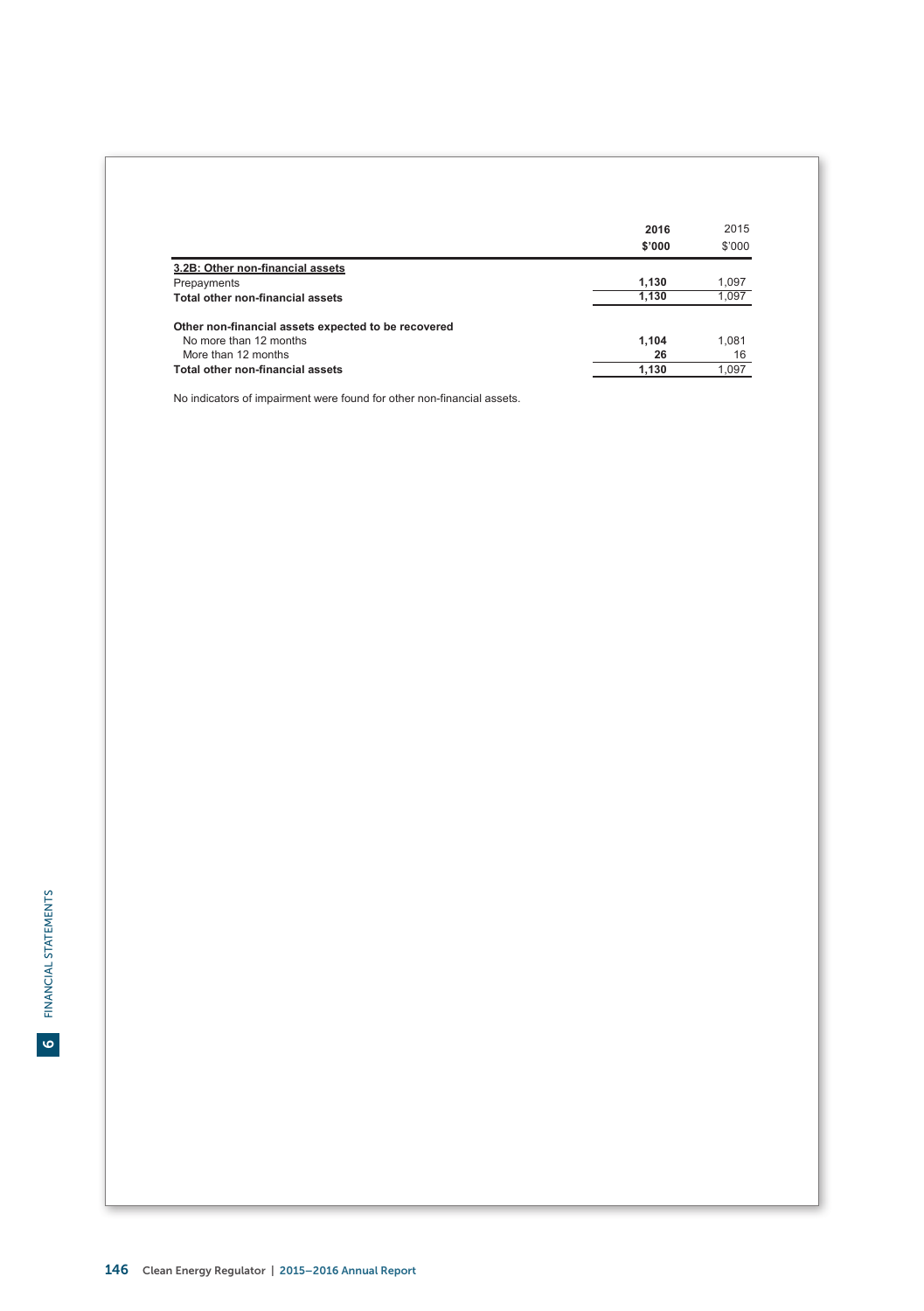| | 2016 | 2015 |
|---|---|---|
| | $'000 | $'000 |
| **3.2B: Other non-financial assets** | | |
| Prepayments | **1,130** | 1,097 |
| **Total other non-financial assets** | **1,130** | 1,097 |
| | | |
| **Other non-financial assets expected to be recovered** | | |
| No more than 12 months | **1,104** | 1,081 |
| More than 12 months | **26** | 16 |
| **Total other non-financial assets** | **1,130** | 1,097 |

No indicators of impairment were found for other non-financial assets.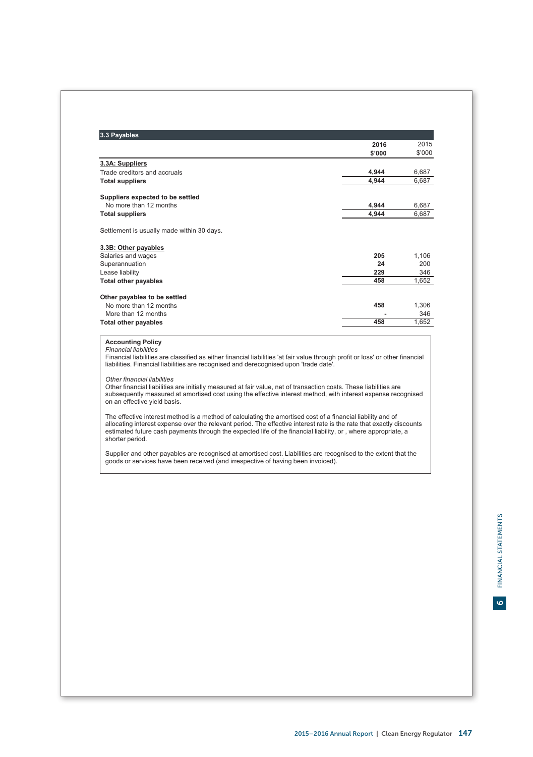## 3.3 Payables

| | 2016 $'000 | 2015 $'000 |
|---|---|---|
| **3.3A: Suppliers** | | |
| Trade creditors and accruals | **4,944** | 6,687 |
| **Total suppliers** | **4,944** | 6,687 |
| | | |
| **Suppliers expected to be settled** | | |
| No more than 12 months | **4,944** | 6,687 |
| **Total suppliers** | **4,944** | 6,687 |

Settlement is usually made within 30 days.

| | 2016 $'000 | 2015 $'000 |
|---|---|---|
| **3.3B: Other payables** | | |
| Salaries and wages | **205** | 1,106 |
| Superannuation | **24** | 200 |
| Lease liability | **229** | 346 |
| **Total other payables** | **458** | 1,652 |
| | | |
| **Other payables to be settled** | | |
| No more than 12 months | **458** | 1,306 |
| More than 12 months | **-** | 346 |
| **Total other payables** | **458** | 1,652 |

**Accounting Policy**

*Financial liabilities*

Financial liabilities are classified as either financial liabilities 'at fair value through profit or loss' or other financial liabilities. Financial liabilities are recognised and derecognised upon 'trade date'.

*Other financial liabilities*

Other financial liabilities are initially measured at fair value, net of transaction costs. These liabilities are subsequently measured at amortised cost using the effective interest method, with interest expense recognised on an effective yield basis.

The effective interest method is a method of calculating the amortised cost of a financial liability and of allocating interest expense over the relevant period. The effective interest rate is the rate that exactly discounts estimated future cash payments through the expected life of the financial liability, or , where appropriate, a shorter period.

Supplier and other payables are recognised at amortised cost. Liabilities are recognised to the extent that the goods or services have been received (and irrespective of having been invoiced).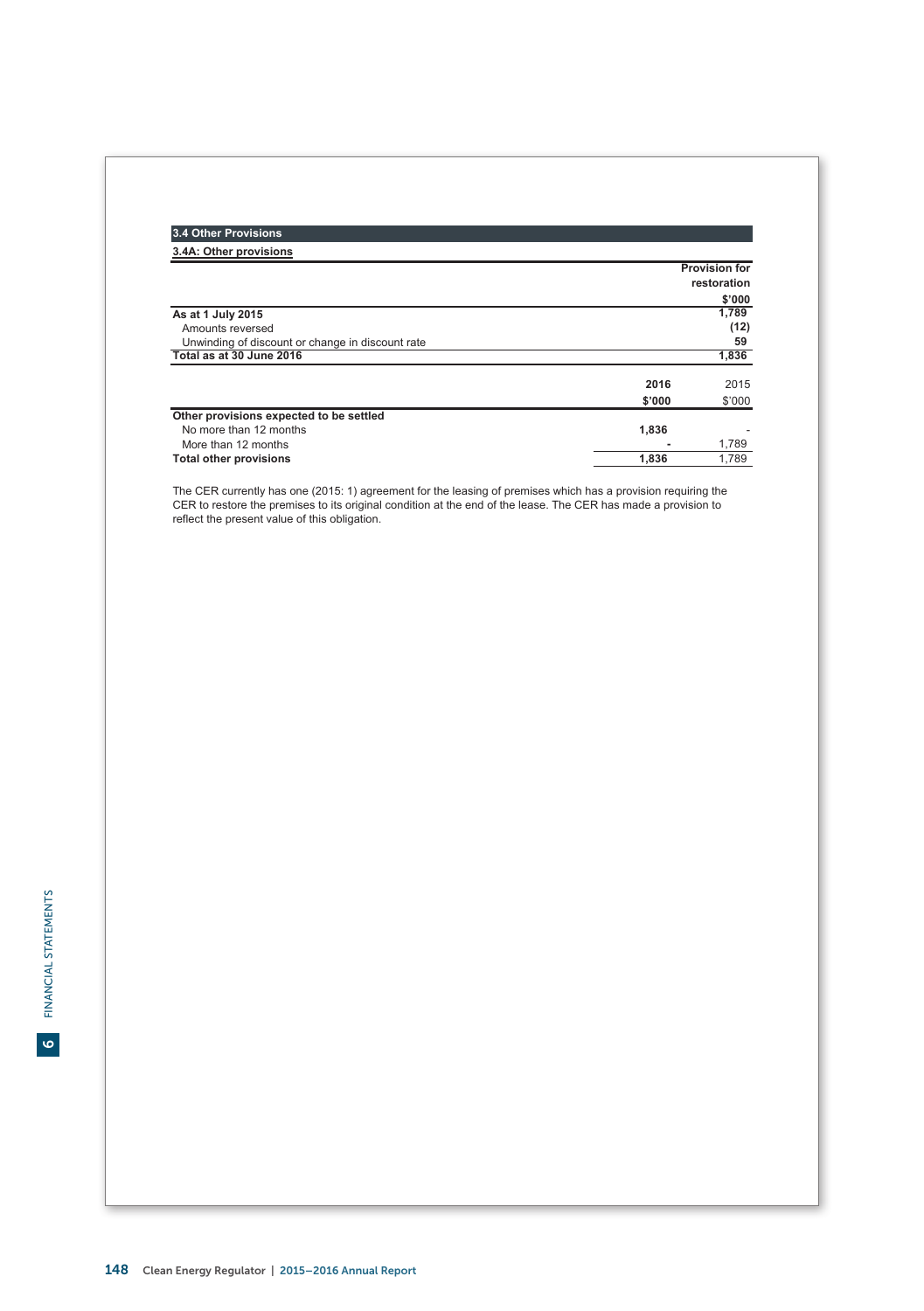## 3.4 Other Provisions

### 3.4A: Other provisions

| | Provision for restoration |
|---|---|
| | $'000 |
| **As at 1 July 2015** | **1,789** |
| Amounts reversed | **(12)** |
| Unwinding of discount or change in discount rate | **59** |
| **Total as at 30 June 2016** | **1,836** |

| | 2016 | 2015 |
|---|---|---|
| | $'000 | $'000 |
| **Other provisions expected to be settled** | | |
| No more than 12 months | **1,836** | - |
| More than 12 months | **-** | 1,789 |
| **Total other provisions** | **1,836** | 1,789 |

The CER currently has one (2015: 1) agreement for the leasing of premises which has a provision requiring the CER to restore the premises to its original condition at the end of the lease. The CER has made a provision to reflect the present value of this obligation.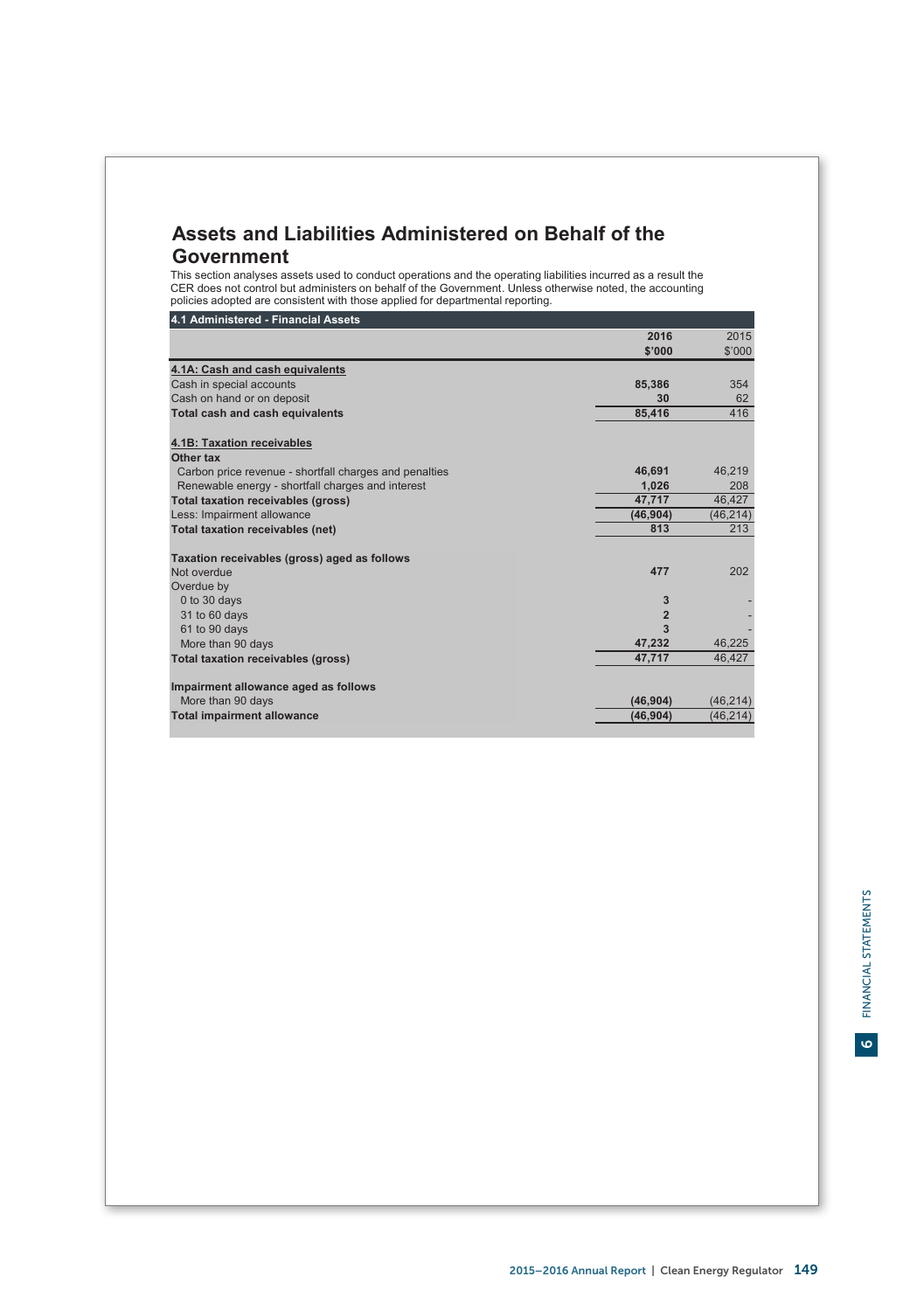## Assets and Liabilities Administered on Behalf of the Government

This section analyses assets used to conduct operations and the operating liabilities incurred as a result the CER does not control but administers on behalf of the Government. Unless otherwise noted, the accounting policies adopted are consistent with those applied for departmental reporting.

| 4.1 Administered - Financial Assets | 2016 $'000 | 2015 $'000 |
|---|---|---|
| **4.1A: Cash and cash equivalents** | | |
| Cash in special accounts | **85,386** | 354 |
| Cash on hand or on deposit | **30** | 62 |
| **Total cash and cash equivalents** | **85,416** | 416 |
| | | |
| **4.1B: Taxation receivables** | | |
| **Other tax** | | |
| Carbon price revenue - shortfall charges and penalties | **46,691** | 46,219 |
| Renewable energy - shortfall charges and interest | **1,026** | 208 |
| **Total taxation receivables (gross)** | **47,717** | 46,427 |
| Less: Impairment allowance | **(46,904)** | (46,214) |
| **Total taxation receivables (net)** | **813** | 213 |
| | | |
| **Taxation receivables (gross) aged as follows** | | |
| Not overdue | **477** | 202 |
| Overdue by | | |
| 0 to 30 days | **3** | - |
| 31 to 60 days | **2** | - |
| 61 to 90 days | **3** | - |
| More than 90 days | **47,232** | 46,225 |
| **Total taxation receivables (gross)** | **47,717** | 46,427 |
| | | |
| **Impairment allowance aged as follows** | | |
| More than 90 days | **(46,904)** | (46,214) |
| **Total impairment allowance** | **(46,904)** | (46,214) |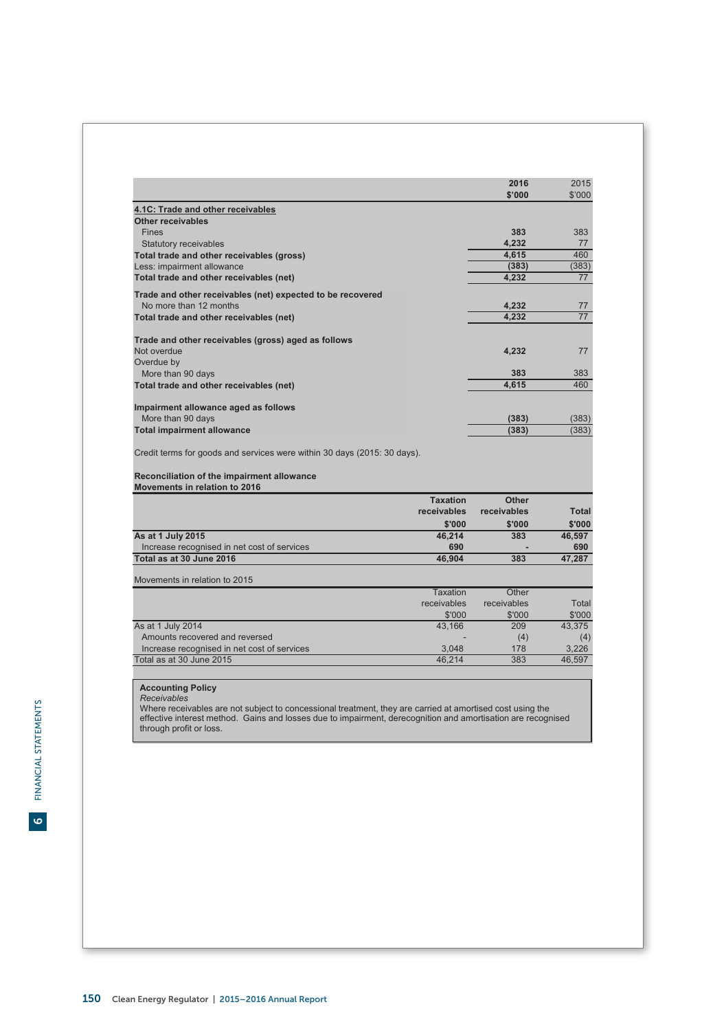| | 2016 $'000 | 2015 $'000 |
|---|---|---|
| **4.1C: Trade and other receivables** | | |
| **Other receivables** | | |
| Fines | 383 | 383 |
| Statutory receivables | 4,232 | 77 |
| **Total trade and other receivables (gross)** | 4,615 | 460 |
| Less: impairment allowance | (383) | (383) |
| **Total trade and other receivables (net)** | 4,232 | 77 |
| | | |
| **Trade and other receivables (net) expected to be recovered** | | |
| No more than 12 months | 4,232 | 77 |
| **Total trade and other receivables (net)** | 4,232 | 77 |
| | | |
| **Trade and other receivables (gross) aged as follows** | | |
| Not overdue | 4,232 | 77 |
| Overdue by | | |
| More than 90 days | 383 | 383 |
| **Total trade and other receivables (net)** | 4,615 | 460 |
| | | |
| **Impairment allowance aged as follows** | | |
| More than 90 days | (383) | (383) |
| **Total impairment allowance** | (383) | (383) |

Credit terms for goods and services were within 30 days (2015: 30 days).

**Reconciliation of the impairment allowance**

**Movements in relation to 2016**

| | Taxation receivables $'000 | Other receivables $'000 | Total $'000 |
|---|---|---|---|
| **As at 1 July 2015** | 46,214 | 383 | 46,597 |
| Increase recognised in net cost of services | 690 | - | 690 |
| **Total as at 30 June 2016** | 46,904 | 383 | 47,287 |

Movements in relation to 2015

| | Taxation receivables $'000 | Other receivables $'000 | Total $'000 |
|---|---|---|---|
| As at 1 July 2014 | 43,166 | 209 | 43,375 |
| Amounts recovered and reversed | - | (4) | (4) |
| Increase recognised in net cost of services | 3,048 | 178 | 3,226 |
| Total as at 30 June 2015 | 46,214 | 383 | 46,597 |

**Accounting Policy**

*Receivables*

Where receivables are not subject to concessional treatment, they are carried at amortised cost using the effective interest method. Gains and losses due to impairment, derecognition and amortisation are recognised through profit or loss.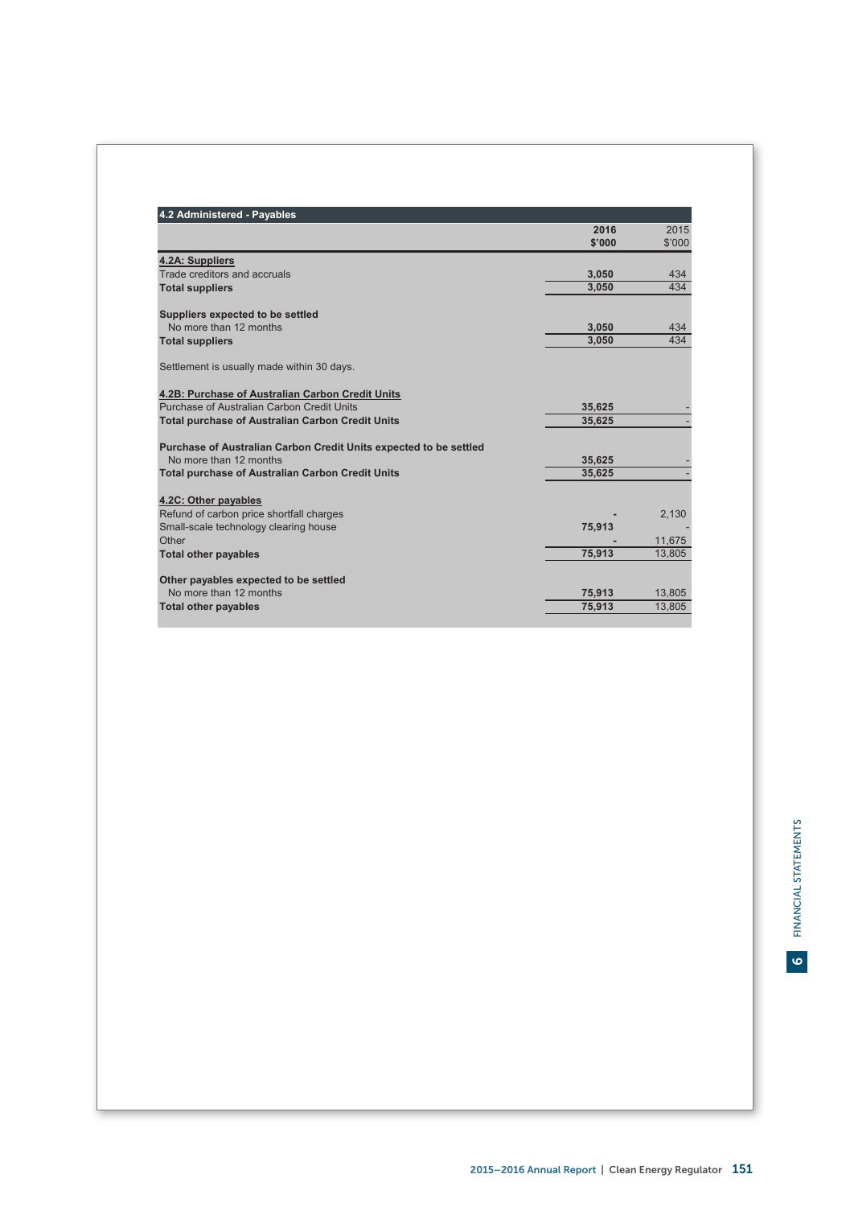## 4.2 Administered - Payables

| | 2016 $'000 | 2015 $'000 |
|---|---|---|
| **4.2A: Suppliers** | | |
| Trade creditors and accruals | 3,050 | 434 |
| **Total suppliers** | 3,050 | 434 |
| | | |
| **Suppliers expected to be settled** | | |
| No more than 12 months | 3,050 | 434 |
| **Total suppliers** | 3,050 | 434 |
| | | |
| Settlement is usually made within 30 days. | | |
| | | |
| **4.2B: Purchase of Australian Carbon Credit Units** | | |
| Purchase of Australian Carbon Credit Units | 35,625 | - |
| **Total purchase of Australian Carbon Credit Units** | 35,625 | - |
| | | |
| **Purchase of Australian Carbon Credit Units expected to be settled** | | |
| No more than 12 months | 35,625 | - |
| **Total purchase of Australian Carbon Credit Units** | 35,625 | - |
| | | |
| **4.2C: Other payables** | | |
| Refund of carbon price shortfall charges | - | 2,130 |
| Small-scale technology clearing house | 75,913 | - |
| Other | - | 11,675 |
| **Total other payables** | 75,913 | 13,805 |
| | | |
| **Other payables expected to be settled** | | |
| No more than 12 months | 75,913 | 13,805 |
| **Total other payables** | 75,913 | 13,805 |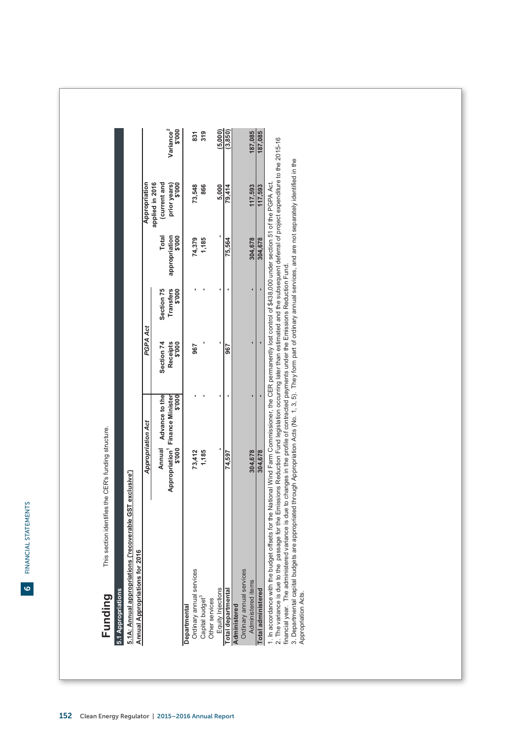# Funding

This section identifies the CER's funding structure.

## 5.1 Appropriations

### 5.1A: Annual appropriations ('recoverable GST exclusive')

**Annual Appropriations for 2016**

| | Appropriation Act | | PGPA Act | | | | |
|---|---|---|---|---|---|---|---|
| | Annual Appropriation[1] $'000 | Advance to the Finance Minister $'000 | Section 74 Receipts $'000 | Section 75 Transfers $'000 | Total appropriation $'000 | Appropriation applied in 2016 (current and prior years) $'000 | Variance[2] $'000 |
| **Departmental** | | | | | | | |
| Ordinary annual services | 73,412 | - | 967 | - | 74,379 | 73,548 | 831 |
| Capital budget[3] | 1,185 | - | - | - | 1,185 | 866 | 319 |
| Other services | | | | | | | |
| Equity Injections | - | - | - | - | - | 5,000 | (5,000) |
| **Total departmental** | 74,597 | - | 967 | - | 75,564 | 79,414 | (3,850) |
| **Administered** | | | | | | | |
| Ordinary annual services | | | | | | | |
| Administered items | 304,678 | - | - | - | 304,678 | 117,593 | 187,085 |
| **Total administered** | 304,678 | - | - | - | 304,678 | 117,593 | 187,085 |

1. In accordance with the budget offsets for the National Wind Farm Commissioner, the CER permanently lost control of $438,000 under section 51 of the PGPA Act.
2. The variance is due to the passage for the Emissions Reduction Fund legislation occurring later than estimated and the subsequent deferral of project expenditure to the 2015-16 financial year. The administered variance is due to changes in the profile of contracted payments under the Emissions Reduction Fund.
3. Departmental capital budgets are appropriated through Appropriation Acts (No. 1, 3, 5). They form part of ordinary annual services, and are not separately identified in the Appropriation Acts.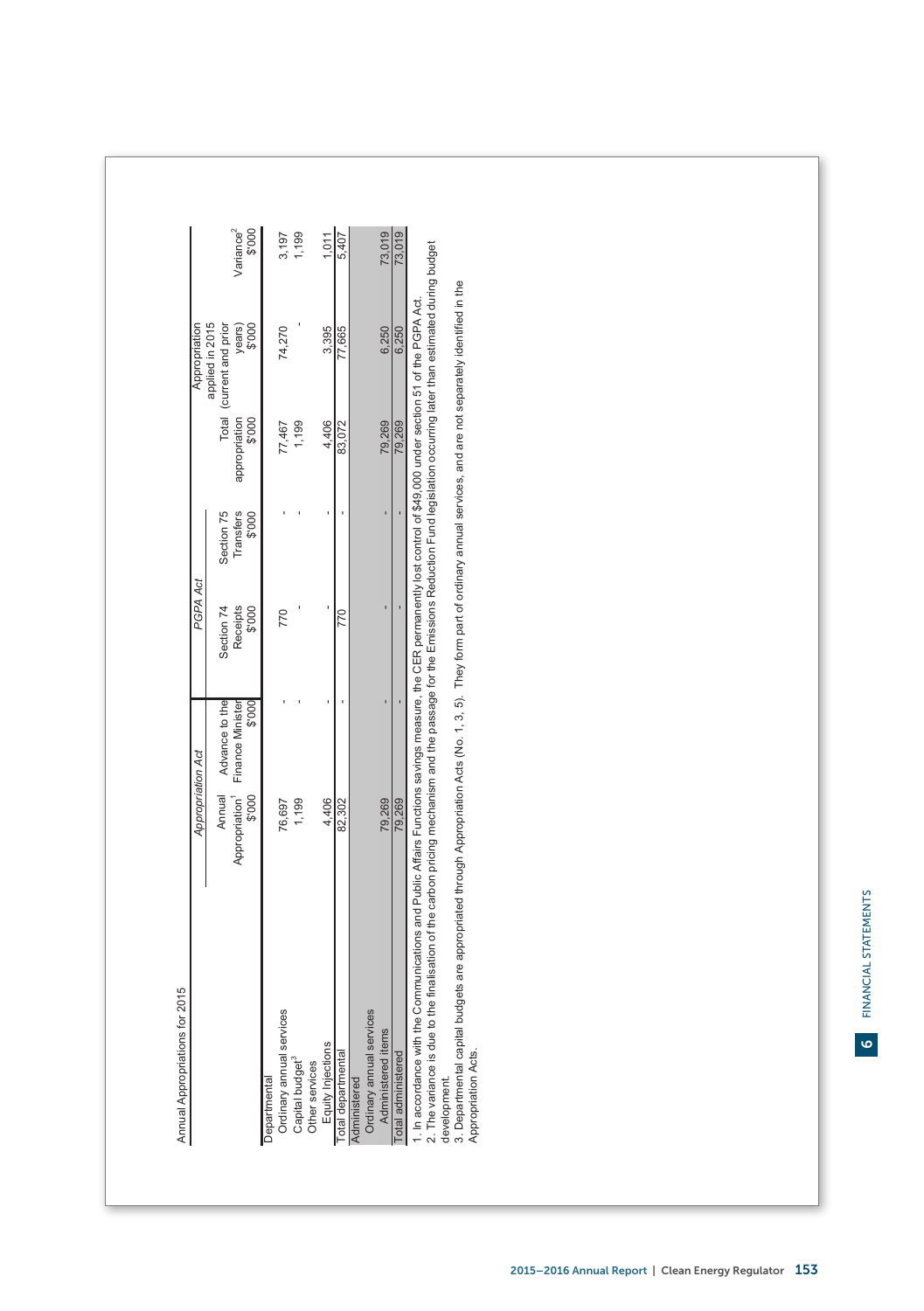Annual Appropriations for 2015

| | Appropriation Act | | PGPA Act | | | | |
|---|---|---|---|---|---|---|---|
| | Annual Appropriation[1] $'000 | Advance to the Finance Minister $'000 | Section 74 Receipts $'000 | Section 75 Transfers $'000 | Total appropriation $'000 | Appropriation applied in 2015 (current and prior years) $'000 | Variance[2] $'000 |
| **Departmental** | | | | | | | |
| Ordinary annual services | 76,697 | - | 770 | - | 77,467 | 74,270 | 3,197 |
| Capital budget[3] | 1,199 | - | - | - | 1,199 | - | 1,199 |
| Other services | | | | | | | |
| Equity Injections | 4,406 | - | - | - | 4,406 | 3,395 | 1,011 |
| **Total departmental** | 82,302 | - | 770 | - | 83,072 | 77,665 | 5,407 |
| **Administered** | | | | | | | |
| Ordinary annual services | | | | | | | |
| Administered items | 79,269 | - | - | - | 79,269 | 6,250 | 73,019 |
| **Total administered** | 79,269 | - | - | - | 79,269 | 6,250 | 73,019 |

1. In accordance with the Communications and Public Affairs Functions savings measure, the CER permanently lost control of $49,000 under section 51 of the PGPA Act.
2. The variance is due to the finalisation of the carbon pricing mechanism and the passage for the Emissions Reduction Fund legislation occurring later than estimated during budget development.
3. Departmental capital budgets are appropriated through Appropriation Acts (No. 1, 3, 5). They form part of ordinary annual services, and are not separately identified in the Appropriation Acts.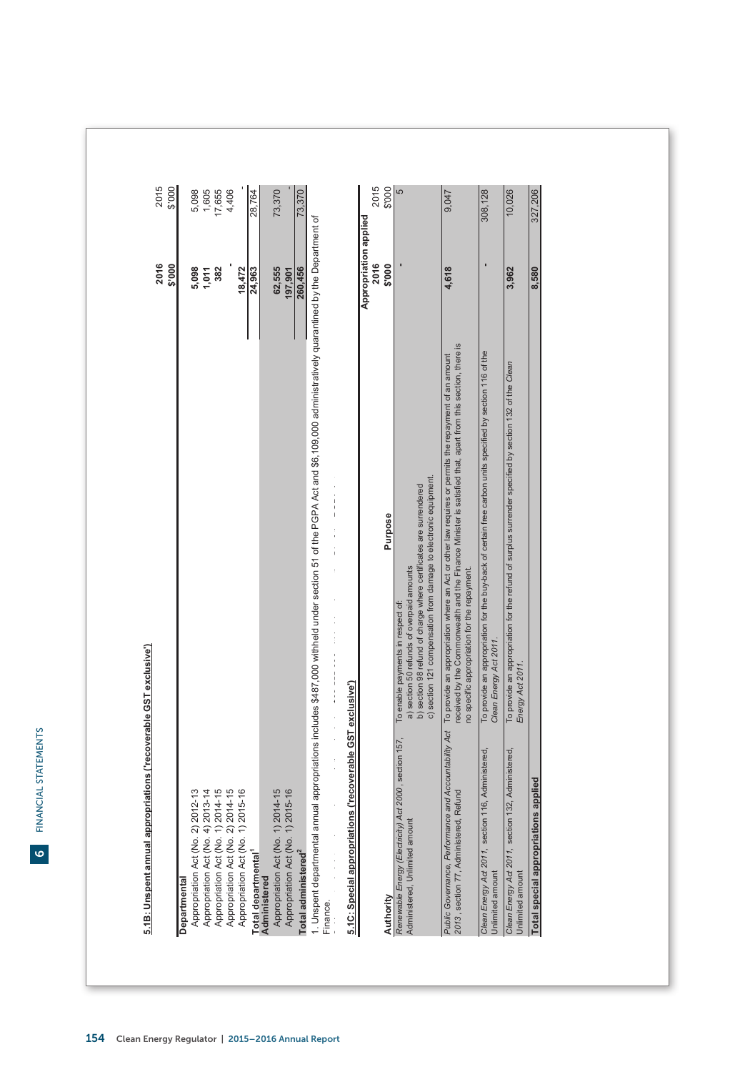## 5.1B: Unspent annual appropriations ('recoverable GST exclusive')

| | 2016 $'000 | 2015 $'000 |
|---|---|---|
| **Departmental** | | |
| Appropriation Act (No. 2) 2012-13 | 5,098 | 5,098 |
| Appropriation Act (No. 4) 2013-14 | 1,011 | 1,605 |
| Appropriation Act (No. 1) 2014-15 | 382 | 17,655 |
| Appropriation Act (No. 2) 2014-15 | - | 4,406 |
| Appropriation Act (No. 1) 2015-16 | 18,472 | - |
| **Total departmental**[1] | 24,963 | 28,764 |
| **Administered** | | |
| Appropriation Act (No. 1) 2014-15 | 62,555 | 73,370 |
| Appropriation Act (No. 1) 2015-16 | 197,901 | - |
| **Total administered**[2] | 260,456 | 73,370 |

1. Unspent departmental annual appropriations includes $487,000 withheld under section 51 of the PGPA Act and $6,109,000 administratively quarantined by the Department of Finance.

## 5.1C: Special appropriations ('recoverable GST exclusive')

| Authority | Purpose | Appropriation applied 2016 $'000 | 2015 $'000 |
|---|---|---|---|
| *Renewable Energy (Electricity) Act 2000*, section 157, Administered, Unlimited amount | To enable payments in respect of: a) section 50 refunds of overpaid amounts b) section 98 refund of charge where certificates are surrendered c) section 121 compensation from damage to electronic equipment. | - | 5 |
| *Public Governance, Performance and Accountability Act 2013*, section 77, Administered, Refund | To provide an appropriation where an Act or other law requires or permits the repayment of an amount received by the Commonwealth and the Finance Minister is satisfied that, apart from this section, there is no specific appropriation for the repayment. | 4,618 | 9,047 |
| *Clean Energy Act 2011*, section 116, Administered, Unlimited amount | To provide an appropriation for the buy-back of certain free carbon units specified by section 116 of the *Clean Energy Act 2011*. | - | 308,128 |
| *Clean Energy Act 2011*, section 132, Administered, Unlimited amount | To provide an appropriation for the refund of surplus surrender specified by section 132 of the *Clean Energy Act 2011*. | 3,962 | 10,026 |
| **Total special appropriations applied** | | 8,580 | 327,206 |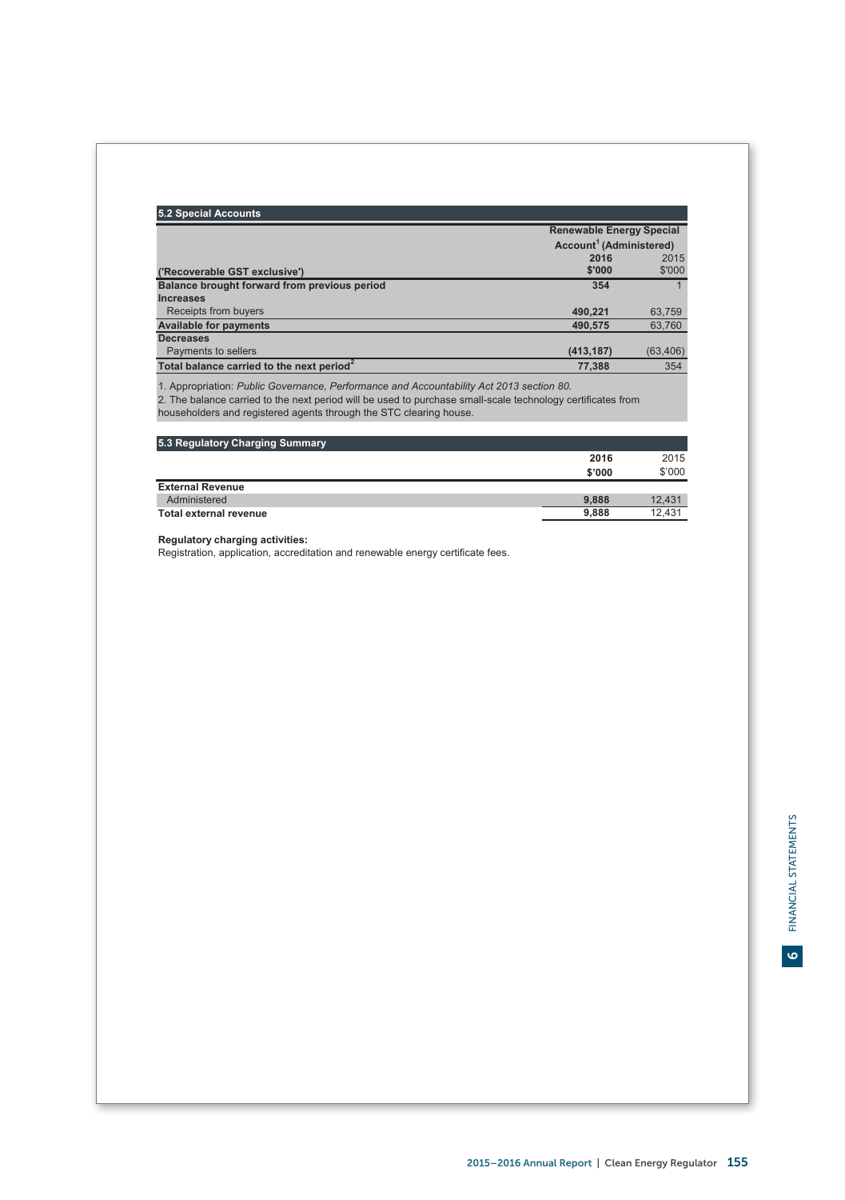### 5.2 Special Accounts

| | Renewable Energy Special Account[1] (Administered) | |
|---|---|---|
| ('Recoverable GST exclusive') | **2016 $'000** | 2015 $'000 |
| **Balance brought forward from previous period** | **354** | 1 |
| **Increases** | | |
| Receipts from buyers | **490,221** | 63,759 |
| **Available for payments** | **490,575** | 63,760 |
| **Decreases** | | |
| Payments to sellers | **(413,187)** | (63,406) |
| **Total balance carried to the next period[2]** | **77,388** | 354 |

1. Appropriation: *Public Governance, Performance and Accountability Act 2013 section 80.*
2. The balance carried to the next period will be used to purchase small-scale technology certificates from householders and registered agents through the STC clearing house.

### 5.3 Regulatory Charging Summary

| | **2016 $'000** | 2015 $'000 |
|---|---|---|
| **External Revenue** | | |
| Administered | **9,888** | 12,431 |
| **Total external revenue** | **9,888** | 12,431 |

**Regulatory charging activities:**
Registration, application, accreditation and renewable energy certificate fees.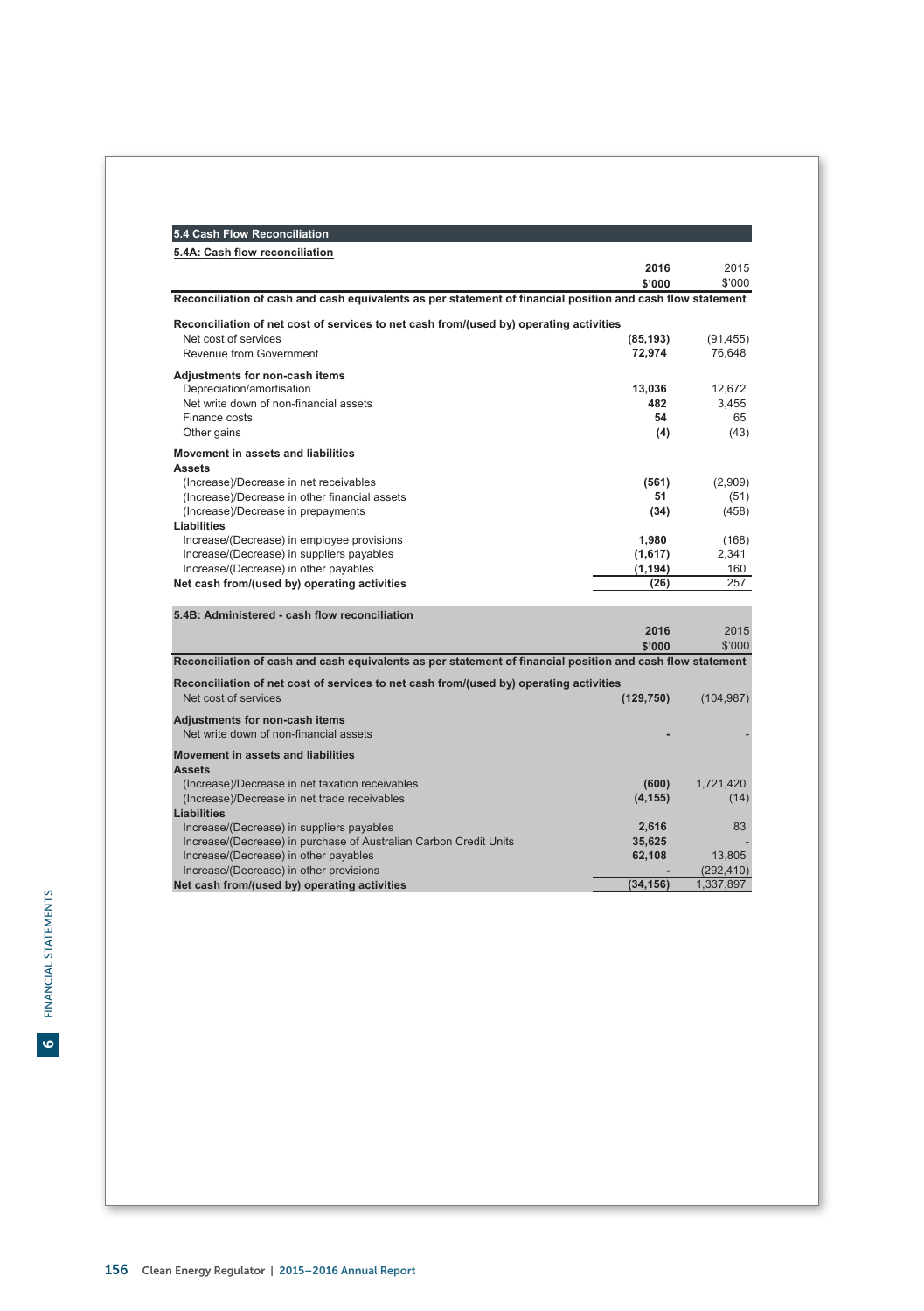## 5.4 Cash Flow Reconciliation

### 5.4A: Cash flow reconciliation

| | 2016 $'000 | 2015 $'000 |
|---|---|---|
| **Reconciliation of cash and cash equivalents as per statement of financial position and cash flow statement** | | |
| **Reconciliation of net cost of services to net cash from/(used by) operating activities** | | |
| Net cost of services | **(85,193)** | (91,455) |
| Revenue from Government | **72,974** | 76,648 |
| **Adjustments for non-cash items** | | |
| Depreciation/amortisation | **13,036** | 12,672 |
| Net write down of non-financial assets | **482** | 3,455 |
| Finance costs | **54** | 65 |
| Other gains | **(4)** | (43) |
| **Movement in assets and liabilities** | | |
| **Assets** | | |
| (Increase)/Decrease in net receivables | **(561)** | (2,909) |
| (Increase)/Decrease in other financial assets | **51** | (51) |
| (Increase)/Decrease in prepayments | **(34)** | (458) |
| **Liabilities** | | |
| Increase/(Decrease) in employee provisions | **1,980** | (168) |
| Increase/(Decrease) in suppliers payables | **(1,617)** | 2,341 |
| Increase/(Decrease) in other payables | **(1,194)** | 160 |
| **Net cash from/(used by) operating activities** | **(26)** | 257 |

### 5.4B: Administered - cash flow reconciliation

| | 2016 $'000 | 2015 $'000 |
|---|---|---|
| **Reconciliation of cash and cash equivalents as per statement of financial position and cash flow statement** | | |
| **Reconciliation of net cost of services to net cash from/(used by) operating activities** | | |
| Net cost of services | **(129,750)** | (104,987) |
| **Adjustments for non-cash items** | | |
| Net write down of non-financial assets | **-** | - |
| **Movement in assets and liabilities** | | |
| **Assets** | | |
| (Increase)/Decrease in net taxation receivables | **(600)** | 1,721,420 |
| (Increase)/Decrease in net trade receivables | **(4,155)** | (14) |
| **Liabilities** | | |
| Increase/(Decrease) in suppliers payables | **2,616** | 83 |
| Increase/(Decrease) in purchase of Australian Carbon Credit Units | **35,625** | - |
| Increase/(Decrease) in other payables | **62,108** | 13,805 |
| Increase/(Decrease) in other provisions | **-** | (292,410) |
| **Net cash from/(used by) operating activities** | **(34,156)** | 1,337,897 |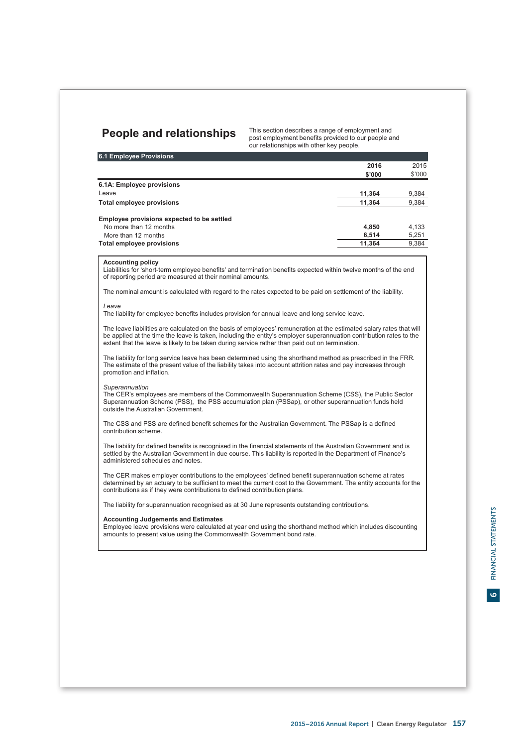## People and relationships

This section describes a range of employment and post employment benefits provided to our people and our relationships with other key people.

### 6.1 Employee Provisions

| | 2016 $'000 | 2015 $'000 |
|---|---|---|
| **6.1A: Employee provisions** | | |
| Leave | **11,364** | 9,384 |
| **Total employee provisions** | **11,364** | 9,384 |
| | | |
| **Employee provisions expected to be settled** | | |
| No more than 12 months | **4,850** | 4,133 |
| More than 12 months | **6,514** | 5,251 |
| **Total employee provisions** | **11,364** | 9,384 |

**Accounting policy**

Liabilities for 'short-term employee benefits' and termination benefits expected within twelve months of the end of reporting period are measured at their nominal amounts.

The nominal amount is calculated with regard to the rates expected to be paid on settlement of the liability.

*Leave*

The liability for employee benefits includes provision for annual leave and long service leave.

The leave liabilities are calculated on the basis of employees' remuneration at the estimated salary rates that will be applied at the time the leave is taken, including the entity's employer superannuation contribution rates to the extent that the leave is likely to be taken during service rather than paid out on termination.

The liability for long service leave has been determined using the shorthand method as prescribed in the FRR. The estimate of the present value of the liability takes into account attrition rates and pay increases through promotion and inflation.

*Superannuation*

The CER's employees are members of the Commonwealth Superannuation Scheme (CSS), the Public Sector Superannuation Scheme (PSS), the PSS accumulation plan (PSSap), or other superannuation funds held outside the Australian Government.

The CSS and PSS are defined benefit schemes for the Australian Government. The PSSap is a defined contribution scheme.

The liability for defined benefits is recognised in the financial statements of the Australian Government and is settled by the Australian Government in due course. This liability is reported in the Department of Finance's administered schedules and notes.

The CER makes employer contributions to the employees' defined benefit superannuation scheme at rates determined by an actuary to be sufficient to meet the current cost to the Government. The entity accounts for the contributions as if they were contributions to defined contribution plans.

The liability for superannuation recognised as at 30 June represents outstanding contributions.

**Accounting Judgements and Estimates**

Employee leave provisions were calculated at year end using the shorthand method which includes discounting amounts to present value using the Commonwealth Government bond rate.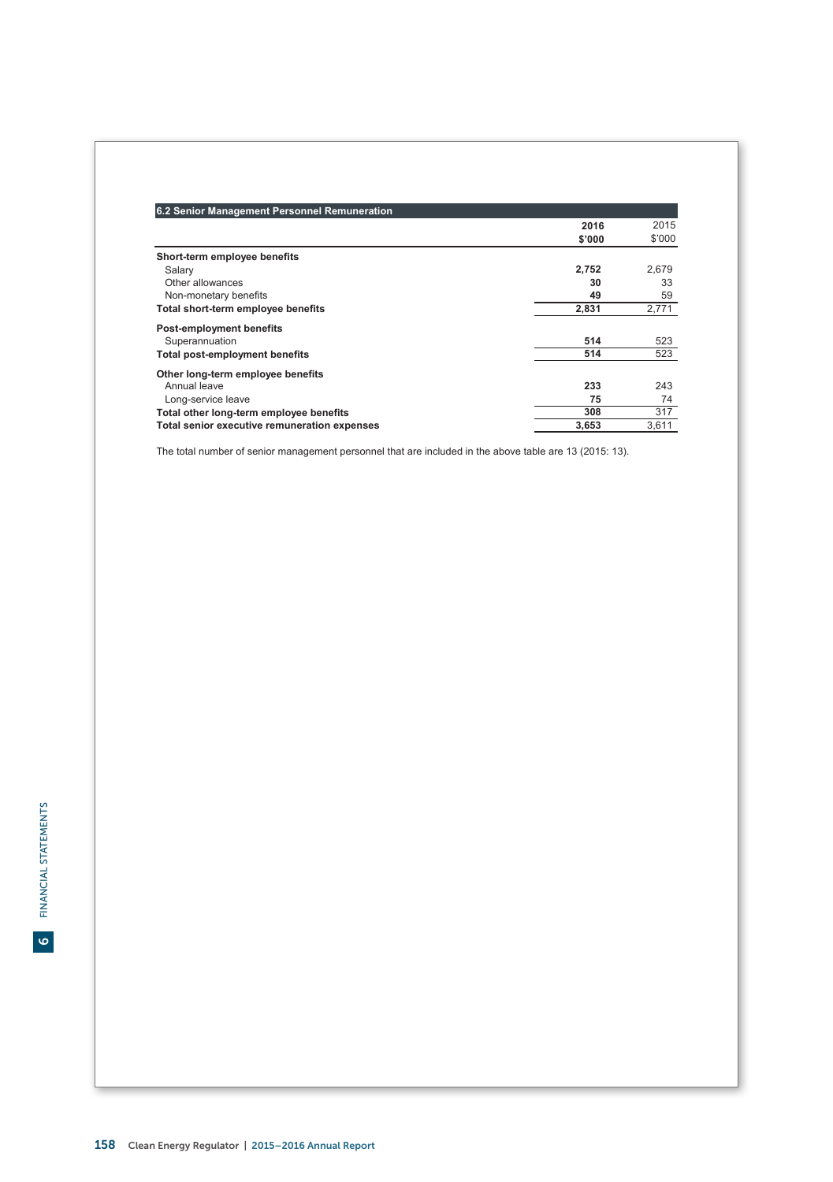### 6.2 Senior Management Personnel Remuneration

| | 2016 $'000 | 2015 $'000 |
|---|---|---|
| **Short-term employee benefits** | | |
| Salary | **2,752** | 2,679 |
| Other allowances | **30** | 33 |
| Non-monetary benefits | **49** | 59 |
| **Total short-term employee benefits** | **2,831** | 2,771 |
| **Post-employment benefits** | | |
| Superannuation | **514** | 523 |
| **Total post-employment benefits** | **514** | 523 |
| **Other long-term employee benefits** | | |
| Annual leave | **233** | 243 |
| Long-service leave | **75** | 74 |
| **Total other long-term employee benefits** | **308** | 317 |
| **Total senior executive remuneration expenses** | **3,653** | 3,611 |

The total number of senior management personnel that are included in the above table are 13 (2015: 13).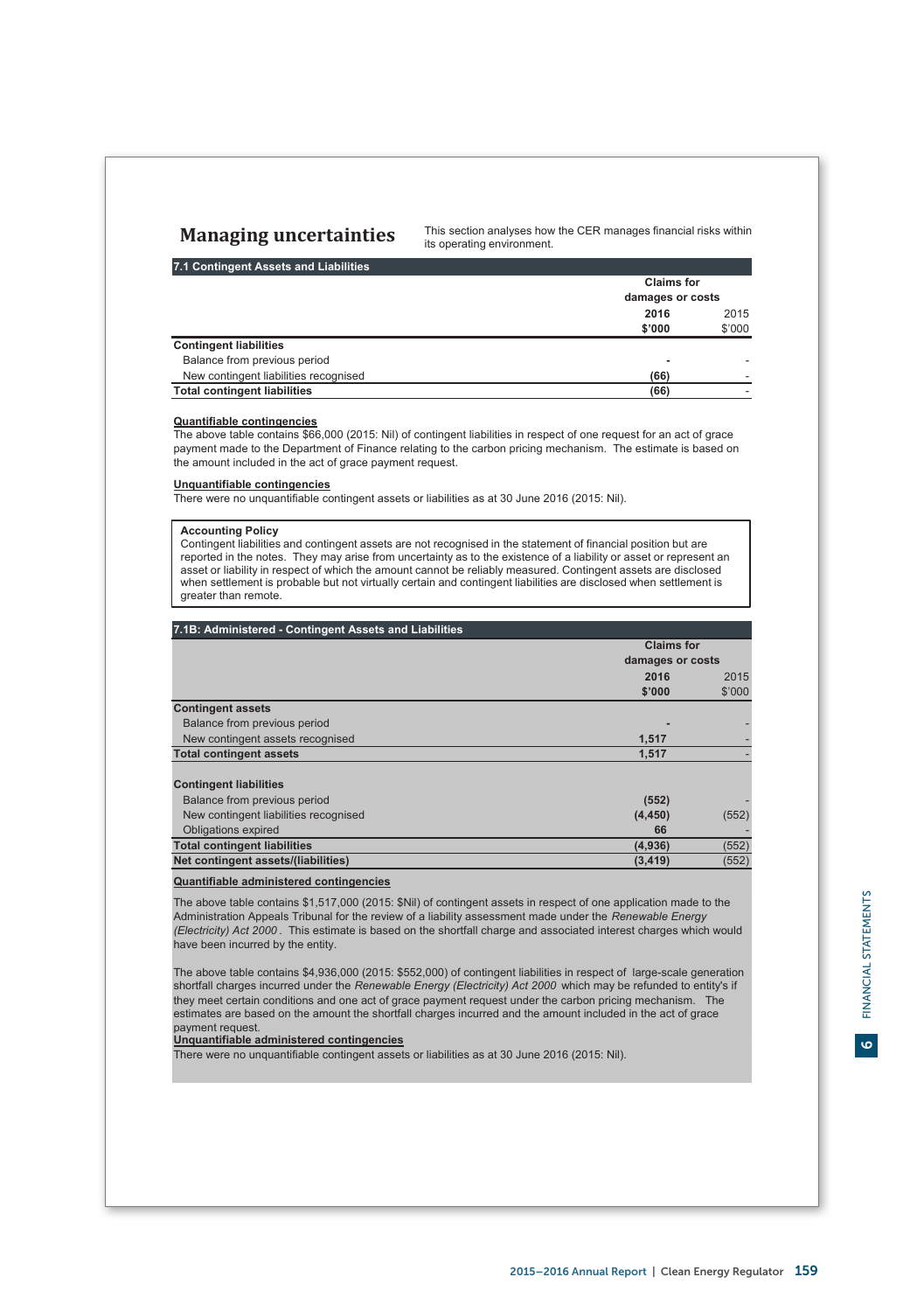## Managing uncertainties

This section analyses how the CER manages financial risks within its operating environment.

### 7.1 Contingent Assets and Liabilities

| | Claims for damages or costs | |
|---|---|---|
| | **2016** | 2015 |
| | **$'000** | $'000 |
| **Contingent liabilities** | | |
| Balance from previous period | **-** | - |
| New contingent liabilities recognised | **(66)** | - |
| **Total contingent liabilities** | **(66)** | - |

**Quantifiable contingencies**

The above table contains $66,000 (2015: Nil) of contingent liabilities in respect of one request for an act of grace payment made to the Department of Finance relating to the carbon pricing mechanism. The estimate is based on the amount included in the act of grace payment request.

**Unquantifiable contingencies**

There were no unquantifiable contingent assets or liabilities as at 30 June 2016 (2015: Nil).

**Accounting Policy**

Contingent liabilities and contingent assets are not recognised in the statement of financial position but are reported in the notes. They may arise from uncertainty as to the existence of a liability or asset or represent an asset or liability in respect of which the amount cannot be reliably measured. Contingent assets are disclosed when settlement is probable but not virtually certain and contingent liabilities are disclosed when settlement is greater than remote.

### 7.1B: Administered - Contingent Assets and Liabilities

| | Claims for damages or costs | |
|---|---|---|
| | **2016** | 2015 |
| | **$'000** | $'000 |
| **Contingent assets** | | |
| Balance from previous period | **-** | - |
| New contingent assets recognised | **1,517** | - |
| **Total contingent assets** | **1,517** | - |
| | | |
| **Contingent liabilities** | | |
| Balance from previous period | **(552)** | - |
| New contingent liabilities recognised | **(4,450)** | (552) |
| Obligations expired | **66** | - |
| **Total contingent liabilities** | **(4,936)** | (552) |
| **Net contingent assets/(liabilities)** | **(3,419)** | (552) |

**Quantifiable administered contingencies**

The above table contains $1,517,000 (2015: $Nil) of contingent assets in respect of one application made to the Administration Appeals Tribunal for the review of a liability assessment made under the *Renewable Energy (Electricity) Act 2000*. This estimate is based on the shortfall charge and associated interest charges which would have been incurred by the entity.

The above table contains $4,936,000 (2015: $552,000) of contingent liabilities in respect of large-scale generation shortfall charges incurred under the *Renewable Energy (Electricity) Act 2000* which may be refunded to entity's if they meet certain conditions and one act of grace payment request under the carbon pricing mechanism. The estimates are based on the amount the shortfall charges incurred and the amount included in the act of grace payment request.

**Unquantifiable administered contingencies**

There were no unquantifiable contingent assets or liabilities as at 30 June 2016 (2015: Nil).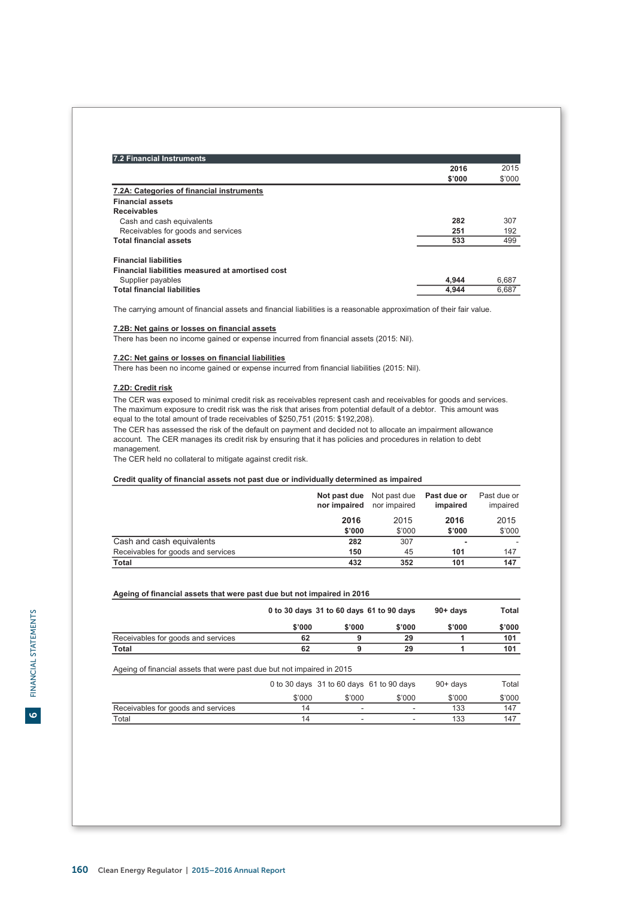## 7.2 Financial Instruments

| | 2016 $'000 | 2015 $'000 |
|---|---|---|
| **7.2A: Categories of financial instruments** | | |
| **Financial assets** | | |
| **Receivables** | | |
| Cash and cash equivalents | **282** | 307 |
| Receivables for goods and services | **251** | 192 |
| **Total financial assets** | **533** | 499 |
| | | |
| **Financial liabilities** | | |
| **Financial liabilities measured at amortised cost** | | |
| Supplier payables | **4,944** | 6,687 |
| **Total financial liabilities** | **4,944** | 6,687 |

The carrying amount of financial assets and financial liabilities is a reasonable approximation of their fair value.

**7.2B: Net gains or losses on financial assets**

There has been no income gained or expense incurred from financial assets (2015: Nil).

**7.2C: Net gains or losses on financial liabilities**

There has been no income gained or expense incurred from financial liabilities (2015: Nil).

**7.2D: Credit risk**

The CER was exposed to minimal credit risk as receivables represent cash and receivables for goods and services. The maximum exposure to credit risk was the risk that arises from potential default of a debtor. This amount was equal to the total amount of trade receivables of $250,751 (2015: $192,208).

The CER has assessed the risk of the default on payment and decided not to allocate an impairment allowance account. The CER manages its credit risk by ensuring that it has policies and procedures in relation to debt management.

The CER held no collateral to mitigate against credit risk.

**Credit quality of financial assets not past due or individually determined as impaired**

| | Not past due nor impaired 2016 $'000 | Not past due nor impaired 2015 $'000 | Past due or impaired 2016 $'000 | Past due or impaired 2015 $'000 |
|---|---|---|---|---|
| Cash and cash equivalents | **282** | 307 | **-** | - |
| Receivables for goods and services | **150** | 45 | **101** | 147 |
| **Total** | **432** | **352** | **101** | **147** |

**Ageing of financial assets that were past due but not impaired in 2016**

| | 0 to 30 days $'000 | 31 to 60 days $'000 | 61 to 90 days $'000 | 90+ days $'000 | Total $'000 |
|---|---|---|---|---|---|
| Receivables for goods and services | **62** | **9** | **29** | **1** | **101** |
| **Total** | **62** | **9** | **29** | **1** | **101** |

Ageing of financial assets that were past due but not impaired in 2015

| | 0 to 30 days $'000 | 31 to 60 days $'000 | 61 to 90 days $'000 | 90+ days $'000 | Total $'000 |
|---|---|---|---|---|---|
| Receivables for goods and services | 14 | - | - | 133 | 147 |
| Total | 14 | - | - | 133 | 147 |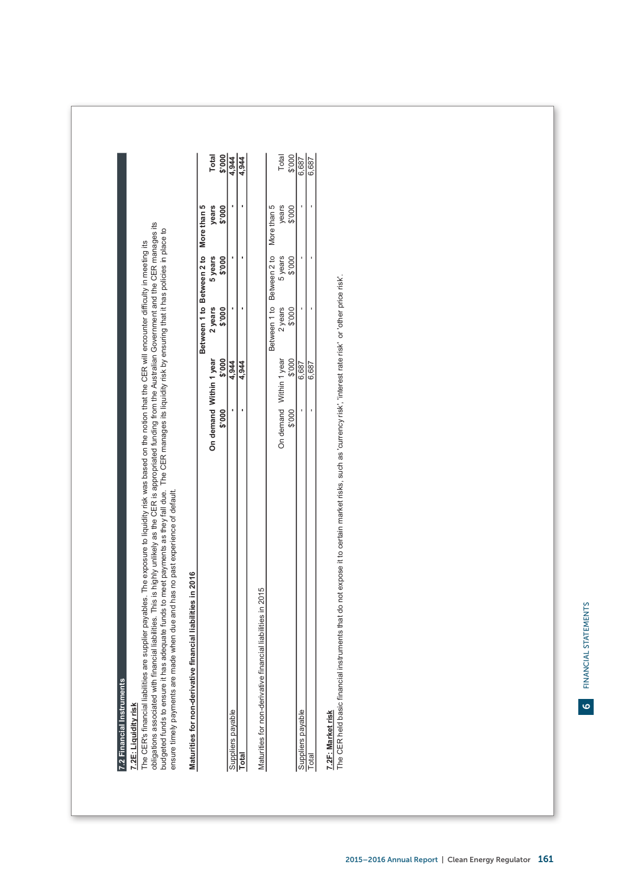## 7.2 Financial Instruments

**7.2E: Liquidity risk**

The CER's financial liabilities are supplier payables. The exposure to liquidity risk was based on the notion that the CER will encounter difficulty in meeting its obligations associated with financial liabilities. This is highly unlikely as the CER is appropriated funding from the Australian Government and the CER manages its budgeted funds to ensure it has adequate funds to meet payments as they fall due. The CER manages its liquidity risk by ensuring that it has policies in place to ensure timely payments are made when due and has no past experience of default.

**Maturities for non-derivative financial liabilities in 2016**

| | On demand | Within 1 year | Between 1 to 2 years | Between 2 to 5 years | More than 5 years | Total |
|---|---|---|---|---|---|---|
| | $'000 | $'000 | $'000 | $'000 | $'000 | $'000 |
| Suppliers payable | - | 4,944 | - | - | - | 4,944 |
| **Total** | - | **4,944** | - | - | - | **4,944** |

Maturities for non-derivative financial liabilities in 2015

| | On demand | Within 1 year | Between 1 to 2 years | Between 2 to 5 years | More than 5 years | Total |
|---|---|---|---|---|---|---|
| | $'000 | $'000 | $'000 | $'000 | $'000 | $'000 |
| Suppliers payable | - | 6,687 | - | - | - | 6,687 |
| Total | - | 6,687 | - | - | - | 6,687 |

**7.2F: Market risk**

The CER held basic financial instruments that do not expose it to certain market risks, such as 'currency risk', 'interest rate risk' or 'other price risk'.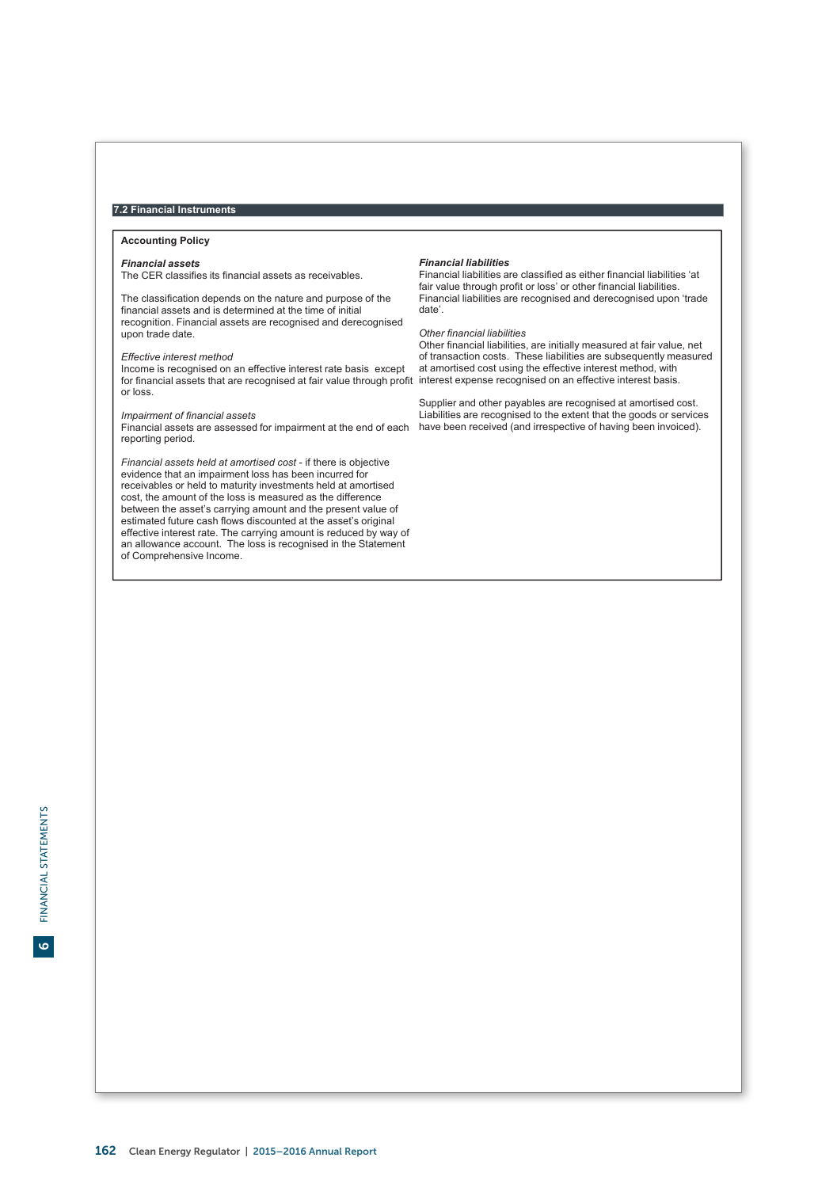## 7.2 Financial Instruments

### Accounting Policy

***Financial assets***
The CER classifies its financial assets as receivables.

The classification depends on the nature and purpose of the financial assets and is determined at the time of initial recognition. Financial assets are recognised and derecognised upon trade date.

*Effective interest method*
Income is recognised on an effective interest rate basis except for financial assets that are recognised at fair value through profit or loss.

*Impairment of financial assets*
Financial assets are assessed for impairment at the end of each reporting period.

*Financial assets held at amortised cost* - if there is objective evidence that an impairment loss has been incurred for receivables or held to maturity investments held at amortised cost, the amount of the loss is measured as the difference between the asset's carrying amount and the present value of estimated future cash flows discounted at the asset's original effective interest rate. The carrying amount is reduced by way of an allowance account. The loss is recognised in the Statement of Comprehensive Income.

***Financial liabilities***
Financial liabilities are classified as either financial liabilities 'at fair value through profit or loss' or other financial liabilities. Financial liabilities are recognised and derecognised upon 'trade date'.

*Other financial liabilities*
Other financial liabilities, are initially measured at fair value, net of transaction costs. These liabilities are subsequently measured at amortised cost using the effective interest method, with interest expense recognised on an effective interest basis.

Supplier and other payables are recognised at amortised cost. Liabilities are recognised to the extent that the goods or services have been received (and irrespective of having been invoiced).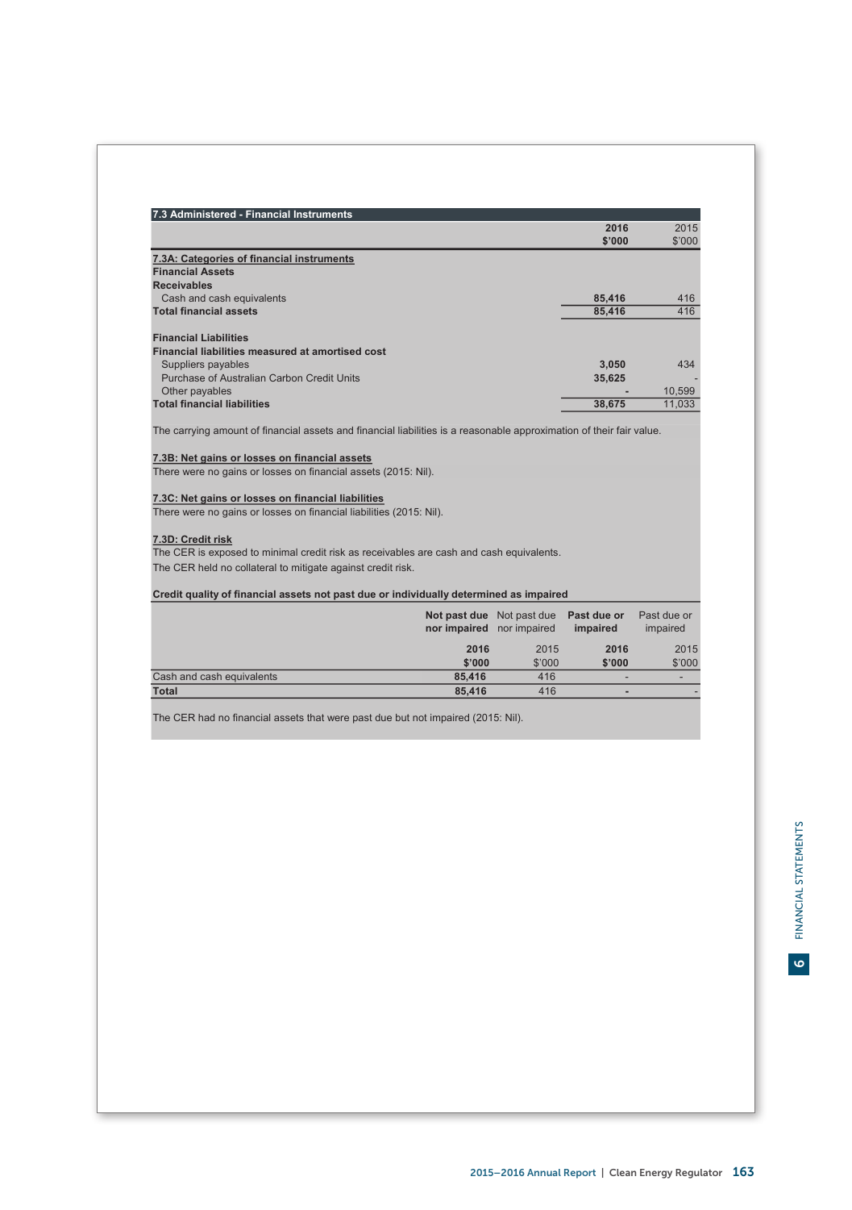## 7.3 Administered - Financial Instruments

| | 2016 $'000 | 2015 $'000 |
|---|---|---|
| **7.3A: Categories of financial instruments** | | |
| **Financial Assets** | | |
| **Receivables** | | |
| Cash and cash equivalents | **85,416** | 416 |
| **Total financial assets** | **85,416** | 416 |
| | | |
| **Financial Liabilities** | | |
| **Financial liabilities measured at amortised cost** | | |
| Suppliers payables | **3,050** | 434 |
| Purchase of Australian Carbon Credit Units | **35,625** | - |
| Other payables | **-** | 10,599 |
| **Total financial liabilities** | **38,675** | 11,033 |

The carrying amount of financial assets and financial liabilities is a reasonable approximation of their fair value.

**7.3B: Net gains or losses on financial assets**

There were no gains or losses on financial assets (2015: Nil).

**7.3C: Net gains or losses on financial liabilities**

There were no gains or losses on financial liabilities (2015: Nil).

**7.3D: Credit risk**

The CER is exposed to minimal credit risk as receivables are cash and cash equivalents.

The CER held no collateral to mitigate against credit risk.

**Credit quality of financial assets not past due or individually determined as impaired**

| | Not past due nor impaired 2016 $'000 | Not past due nor impaired 2015 $'000 | Past due or impaired 2016 $'000 | Past due or impaired 2015 $'000 |
|---|---|---|---|---|
| Cash and cash equivalents | **85,416** | 416 | - | - |
| **Total** | **85,416** | 416 | - | - |

The CER had no financial assets that were past due but not impaired (2015: Nil).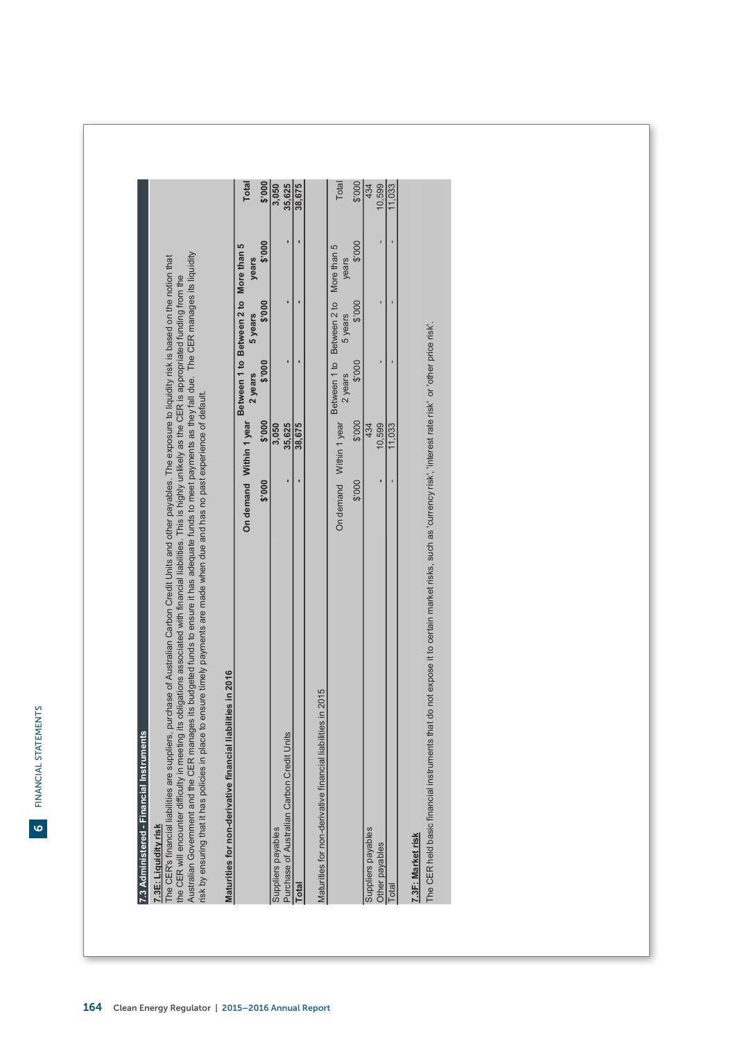## 7.3 Administered - Financial Instruments

### 7.3E: Liquidity risk

The CER's financial liabilities are suppliers, purchase of Australian Carbon Credit Units and other payables. The exposure to liquidity risk is based on the notion that the CER will encounter difficulty in meeting its obligations associated with financial liabilities. This is highly unlikely as the CER is appropriated funding from the Australian Government and the CER manages its budgeted funds to ensure it has adequate funds to meet payments as they fall due. The CER manages its liquidity risk by ensuring that it has policies in place to ensure timely payments are made when due and has no past experience of default.

**Maturities for non-derivative financial liabilities in 2016**

| | On demand | Within 1 year | Between 1 to 2 years | Between 2 to 5 years | More than 5 years | Total |
|---|---|---|---|---|---|---|
| | $'000 | $'000 | $'000 | $'000 | $'000 | $'000 |
| Suppliers payables | | 3,050 | | | | 3,050 |
| Purchase of Australian Carbon Credit Units | - | 35,625 | - | - | - | 35,625 |
| **Total** | - | 38,675 | - | - | - | 38,675 |

Maturities for non-derivative financial liabilities in 2015

| | On demand | Within 1 year | Between 1 to 2 years | Between 2 to 5 years | More than 5 years | Total |
|---|---|---|---|---|---|---|
| | $'000 | $'000 | $'000 | $'000 | $'000 | $'000 |
| Suppliers payables | | 434 | | | | 434 |
| Other payables | - | 10,599 | - | - | - | 10,599 |
| Total | - | 11,033 | - | - | - | 11,033 |

### 7.3F: Market risk

The CER held basic financial instruments that do not expose it to certain market risks, such as 'currency risk', 'interest rate risk' or 'other price risk'.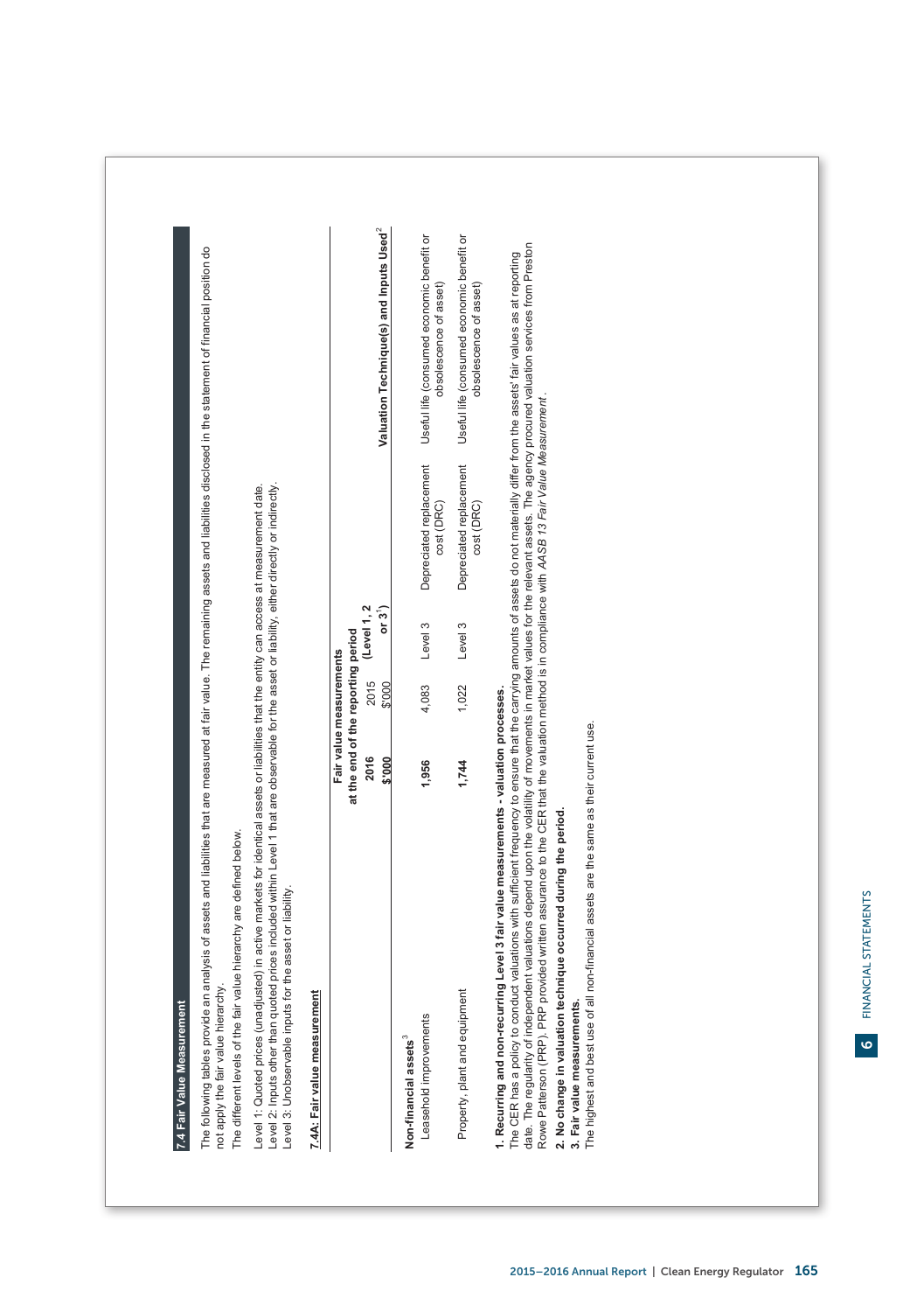## 7.4 Fair Value Measurement

The following tables provide an analysis of assets and liabilities that are measured at fair value. The remaining assets and liabilities disclosed in the statement of financial position do not apply the fair value hierarchy.

The different levels of the fair value hierarchy are defined below.

Level 1: Quoted prices (unadjusted) in active markets for identical assets or liabilities that the entity can access at measurement date.
Level 2: Inputs other than quoted prices included within Level 1 that are observable for the asset or liability, either directly or indirectly.
Level 3: Unobservable inputs for the asset or liability.

**7.4A: Fair value measurement**

| | Fair value measurements at the end of the reporting period | | | | |
|---|---|---|---|---|---|
| | 2016 $'000 | 2015 $'000 | (Level 1, 2 or 3[1]) | | Valuation Technique(s) and Inputs Used[2] |
| **Non-financial assets**[3] | | | | | |
| Leasehold improvements | **1,956** | 4,083 | Level 3 | Depreciated replacement cost (DRC) | Useful life (consumed economic benefit or obsolescence of asset) |
| Property, plant and equipment | **1,744** | 1,022 | Level 3 | Depreciated replacement cost (DRC) | Useful life (consumed economic benefit or obsolescence of asset) |

**1. Recurring and non-recurring Level 3 fair value measurements - valuation processes.**
The CER has a policy to conduct valuations with sufficient frequency to ensure that the carrying amounts of assets do not materially differ from the assets' fair values as at reporting date. The regularity of independent valuations depend upon the volatility of movements in market values for the relevant assets. The agency procured valuation services from Preston Rowe Patterson (PRP). PRP provided written assurance to the CER that the valuation method is in compliance with *AASB 13 Fair Value Measurement*.
**2. No change in valuation technique occurred during the period.**
**3. Fair value measurements.**
The highest and best use of all non-financial assets are the same as their current use.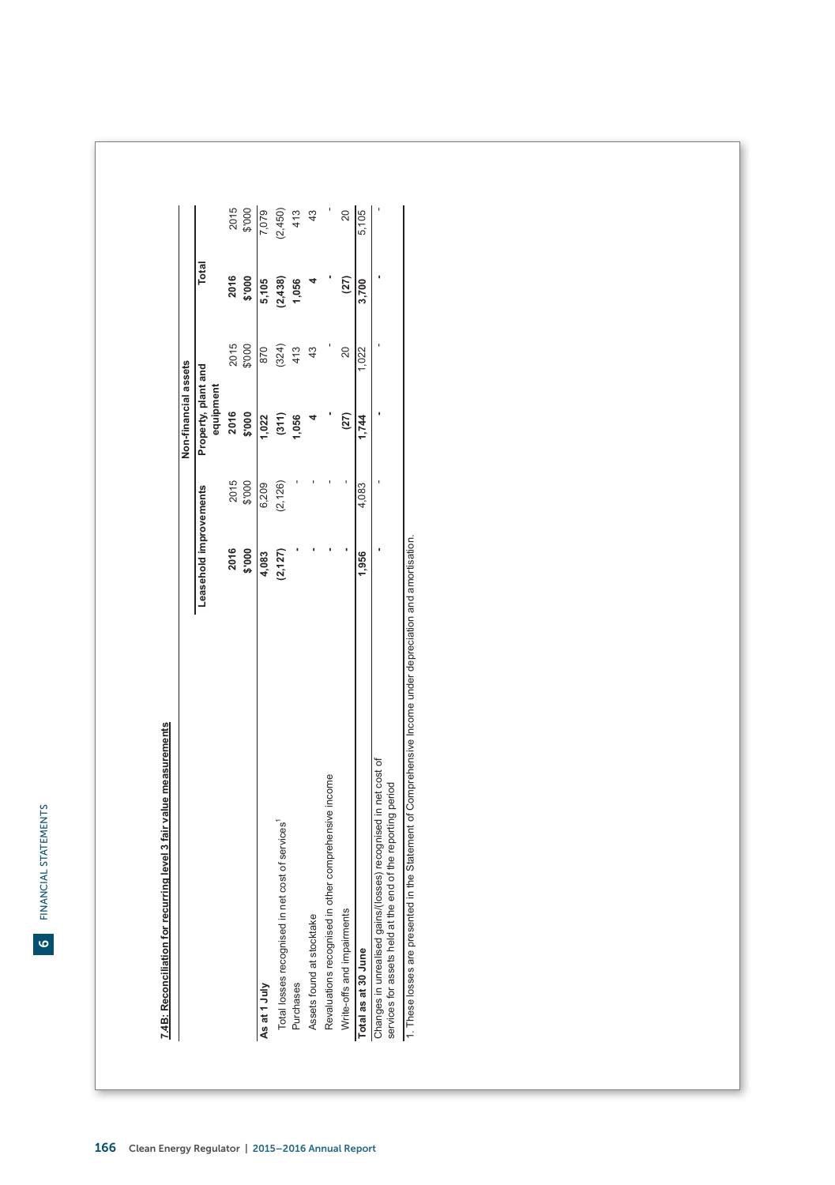**7.4B: Reconciliation for recurring level 3 fair value measurements**

| | Non-financial assets | | | | | |
|---|---|---|---|---|---|---|
| | Leasehold improvements | | Property, plant and equipment | | Total | |
| | 2016 | 2015 | 2016 | 2015 | 2016 | 2015 |
| | $'000 | $'000 | $'000 | $'000 | $'000 | $'000 |
| **As at 1 July** | **4,083** | 6,209 | **1,022** | 870 | **5,105** | 7,079 |
| Total losses recognised in net cost of services[1] | **(2,127)** | (2,126) | **(311)** | (324) | **(2,438)** | (2,450) |
| Purchases | **-** | - | **1,056** | 413 | **1,056** | 413 |
| Assets found at stocktake | **-** | - | **4** | 43 | **4** | 43 |
| Revaluations recognised in other comprehensive income | **-** | - | **-** | - | **-** | - |
| Write-offs and impairments | **-** | - | **(27)** | 20 | **(27)** | 20 |
| **Total as at 30 June** | **1,956** | 4,083 | **1,744** | 1,022 | **3,700** | 5,105 |
| Changes in unrealised gains/(losses) recognised in net cost of services for assets held at the end of the reporting period | **-** | - | **-** | - | **-** | - |

1. These losses are presented in the Statement of Comprehensive Income under depreciation and amortisation.